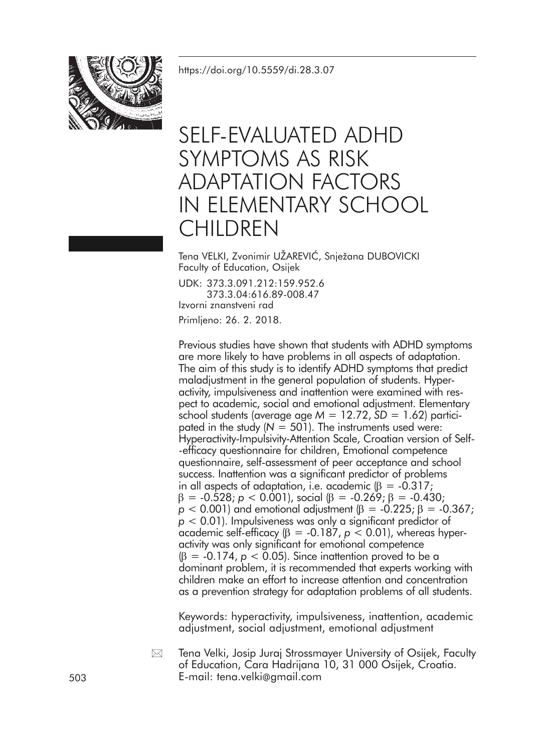https://doi.org/10.5559/di.28.3.07

# SELF-EVALUATED ADHD SYMPTOMS AS RISK ADAPTATION FACTORS IN ELEMENTARY SCHOOL CHILDREN

Tena VELKI, Zvonimir UŽAREVIĆ, Snježana DUBOVICKI
Faculty of Education, Osijek

UDK: 373.3.091.212:159.952.6
373.3.04:616.89-008.47
Izvorni znanstveni rad

Primljeno: 26. 2. 2018.

Previous studies have shown that students with ADHD symptoms are more likely to have problems in all aspects of adaptation. The aim of this study is to identify ADHD symptoms that predict maladjustment in the general population of students. Hyperactivity, impulsiveness and inattention were examined with respect to academic, social and emotional adjustment. Elementary school students (average age $M = 12.72$, $SD = 1.62$) participated in the study ($N = 501$). The instruments used were: Hyperactivity-Impulsivity-Attention Scale, Croatian version of Self-efficacy questionnaire for children, Emotional competence questionnaire, self-assessment of peer acceptance and school success. Inattention was a significant predictor of problems in all aspects of adaptation, i.e. academic ($\beta = -0.317$; $\beta = -0.528$; $p < 0.001$), social ($\beta = -0.269$; $\beta = -0.430$; $p < 0.001$) and emotional adjustment ($\beta = -0.225$; $\beta = -0.367$; $p < 0.01$). Impulsiveness was only a significant predictor of academic self-efficacy ($\beta = -0.187$, $p < 0.01$), whereas hyperactivity was only significant for emotional competence ($\beta = -0.174$, $p < 0.05$). Since inattention proved to be a dominant problem, it is recommended that experts working with children make an effort to increase attention and concentration as a prevention strategy for adaptation problems of all students.

Keywords: hyperactivity, impulsiveness, inattention, academic adjustment, social adjustment, emotional adjustment

Tena Velki, Josip Juraj Strossmayer University of Osijek, Faculty of Education, Cara Hadrijana 10, 31 000 Osijek, Croatia.
E-mail: tena.velki@gmail.com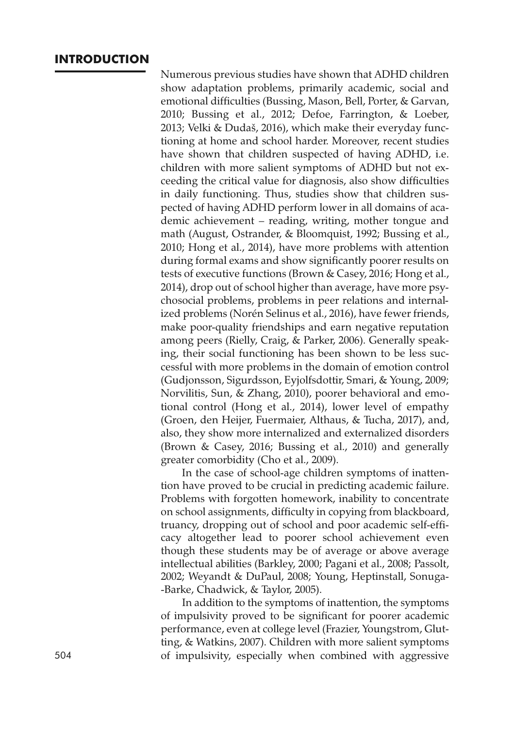## INTRODUCTION

Numerous previous studies have shown that ADHD children show adaptation problems, primarily academic, social and emotional difficulties (Bussing, Mason, Bell, Porter, & Garvan, 2010; Bussing et al., 2012; Defoe, Farrington, & Loeber, 2013; Velki & Dudaš, 2016), which make their everyday functioning at home and school harder. Moreover, recent studies have shown that children suspected of having ADHD, i.e. children with more salient symptoms of ADHD but not exceeding the critical value for diagnosis, also show difficulties in daily functioning. Thus, studies show that children suspected of having ADHD perform lower in all domains of academic achievement – reading, writing, mother tongue and math (August, Ostrander, & Bloomquist, 1992; Bussing et al., 2010; Hong et al., 2014), have more problems with attention during formal exams and show significantly poorer results on tests of executive functions (Brown & Casey, 2016; Hong et al., 2014), drop out of school higher than average, have more psychosocial problems, problems in peer relations and internalized problems (Norén Selinus et al., 2016), have fewer friends, make poor-quality friendships and earn negative reputation among peers (Rielly, Craig, & Parker, 2006). Generally speaking, their social functioning has been shown to be less successful with more problems in the domain of emotion control (Gudjonsson, Sigurdsson, Eyjolfsdottir, Smari, & Young, 2009; Norvilitis, Sun, & Zhang, 2010), poorer behavioral and emotional control (Hong et al., 2014), lower level of empathy (Groen, den Heijer, Fuermaier, Althaus, & Tucha, 2017), and, also, they show more internalized and externalized disorders (Brown & Casey, 2016; Bussing et al., 2010) and generally greater comorbidity (Cho et al., 2009).

In the case of school-age children symptoms of inattention have proved to be crucial in predicting academic failure. Problems with forgotten homework, inability to concentrate on school assignments, difficulty in copying from blackboard, truancy, dropping out of school and poor academic self-efficacy altogether lead to poorer school achievement even though these students may be of average or above average intellectual abilities (Barkley, 2000; Pagani et al., 2008; Passolt, 2002; Weyandt & DuPaul, 2008; Young, Heptinstall, Sonuga-Barke, Chadwick, & Taylor, 2005).

In addition to the symptoms of inattention, the symptoms of impulsivity proved to be significant for poorer academic performance, even at college level (Frazier, Youngstrom, Glutting, & Watkins, 2007). Children with more salient symptoms of impulsivity, especially when combined with aggressive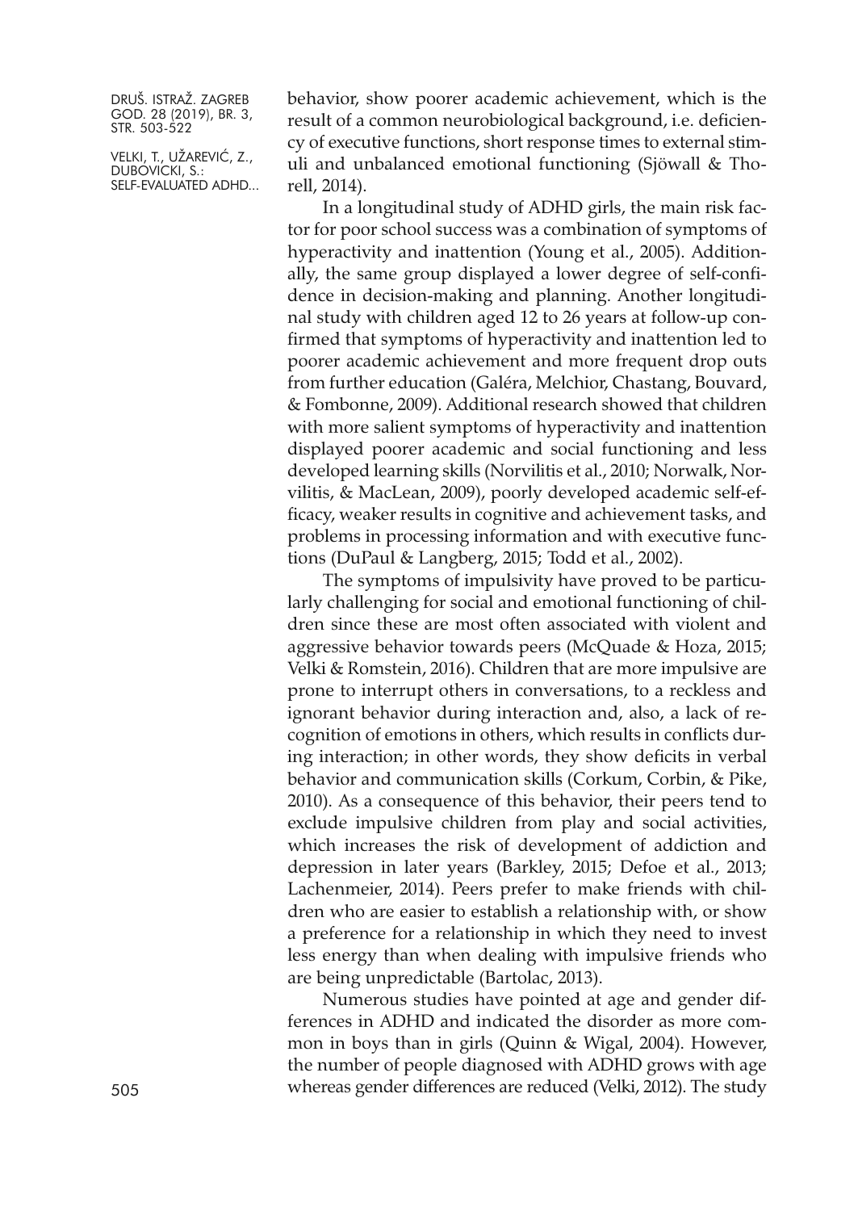behavior, show poorer academic achievement, which is the result of a common neurobiological background, i.e. deficiency of executive functions, short response times to external stimuli and unbalanced emotional functioning (Sjöwall & Thorell, 2014).

In a longitudinal study of ADHD girls, the main risk factor for poor school success was a combination of symptoms of hyperactivity and inattention (Young et al., 2005). Additionally, the same group displayed a lower degree of self-confidence in decision-making and planning. Another longitudinal study with children aged 12 to 26 years at follow-up confirmed that symptoms of hyperactivity and inattention led to poorer academic achievement and more frequent drop outs from further education (Galéra, Melchior, Chastang, Bouvard, & Fombonne, 2009). Additional research showed that children with more salient symptoms of hyperactivity and inattention displayed poorer academic and social functioning and less developed learning skills (Norvilitis et al., 2010; Norwalk, Norvilitis, & MacLean, 2009), poorly developed academic self-efficacy, weaker results in cognitive and achievement tasks, and problems in processing information and with executive functions (DuPaul & Langberg, 2015; Todd et al., 2002).

The symptoms of impulsivity have proved to be particularly challenging for social and emotional functioning of children since these are most often associated with violent and aggressive behavior towards peers (McQuade & Hoza, 2015; Velki & Romstein, 2016). Children that are more impulsive are prone to interrupt others in conversations, to a reckless and ignorant behavior during interaction and, also, a lack of recognition of emotions in others, which results in conflicts during interaction; in other words, they show deficits in verbal behavior and communication skills (Corkum, Corbin, & Pike, 2010). As a consequence of this behavior, their peers tend to exclude impulsive children from play and social activities, which increases the risk of development of addiction and depression in later years (Barkley, 2015; Defoe et al., 2013; Lachenmeier, 2014). Peers prefer to make friends with children who are easier to establish a relationship with, or show a preference for a relationship in which they need to invest less energy than when dealing with impulsive friends who are being unpredictable (Bartolac, 2013).

Numerous studies have pointed at age and gender differences in ADHD and indicated the disorder as more common in boys than in girls (Quinn & Wigal, 2004). However, the number of people diagnosed with ADHD grows with age whereas gender differences are reduced (Velki, 2012). The study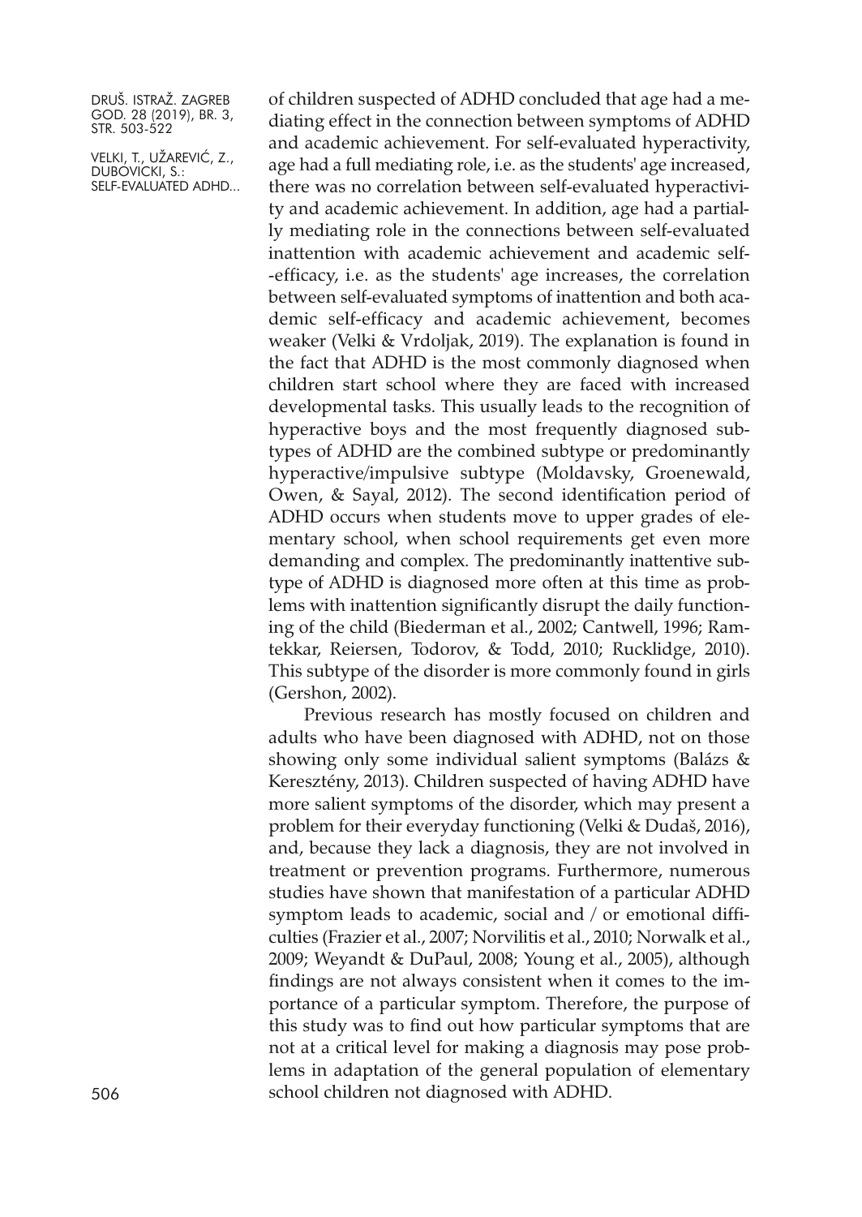of children suspected of ADHD concluded that age had a mediating effect in the connection between symptoms of ADHD and academic achievement. For self-evaluated hyperactivity, age had a full mediating role, i.e. as the students' age increased, there was no correlation between self-evaluated hyperactivity and academic achievement. In addition, age had a partially mediating role in the connections between self-evaluated inattention with academic achievement and academic self-efficacy, i.e. as the students' age increases, the correlation between self-evaluated symptoms of inattention and both academic self-efficacy and academic achievement, becomes weaker (Velki & Vrdoljak, 2019). The explanation is found in the fact that ADHD is the most commonly diagnosed when children start school where they are faced with increased developmental tasks. This usually leads to the recognition of hyperactive boys and the most frequently diagnosed subtypes of ADHD are the combined subtype or predominantly hyperactive/impulsive subtype (Moldavsky, Groenewald, Owen, & Sayal, 2012). The second identification period of ADHD occurs when students move to upper grades of elementary school, when school requirements get even more demanding and complex. The predominantly inattentive subtype of ADHD is diagnosed more often at this time as problems with inattention significantly disrupt the daily functioning of the child (Biederman et al., 2002; Cantwell, 1996; Ramtekkar, Reiersen, Todorov, & Todd, 2010; Rucklidge, 2010). This subtype of the disorder is more commonly found in girls (Gershon, 2002).

Previous research has mostly focused on children and adults who have been diagnosed with ADHD, not on those showing only some individual salient symptoms (Balázs & Keresztény, 2013). Children suspected of having ADHD have more salient symptoms of the disorder, which may present a problem for their everyday functioning (Velki & Dudaš, 2016), and, because they lack a diagnosis, they are not involved in treatment or prevention programs. Furthermore, numerous studies have shown that manifestation of a particular ADHD symptom leads to academic, social and / or emotional difficulties (Frazier et al., 2007; Norvilitis et al., 2010; Norwalk et al., 2009; Weyandt & DuPaul, 2008; Young et al., 2005), although findings are not always consistent when it comes to the importance of a particular symptom. Therefore, the purpose of this study was to find out how particular symptoms that are not at a critical level for making a diagnosis may pose problems in adaptation of the general population of elementary school children not diagnosed with ADHD.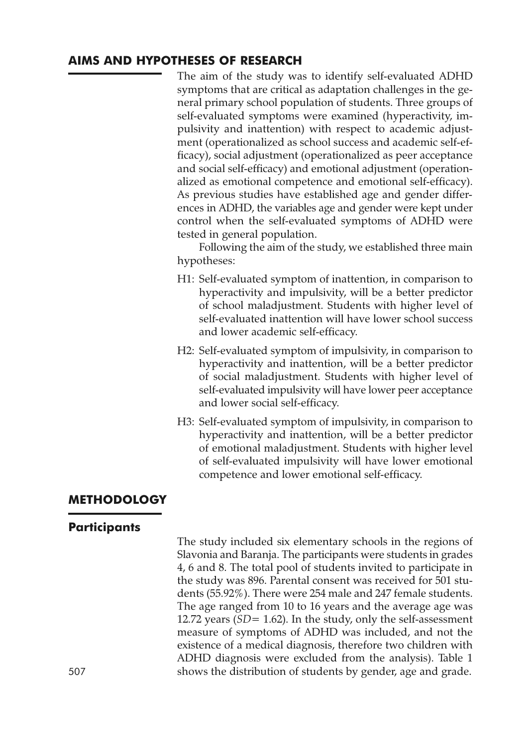## AIMS AND HYPOTHESES OF RESEARCH

The aim of the study was to identify self-evaluated ADHD symptoms that are critical as adaptation challenges in the general primary school population of students. Three groups of self-evaluated symptoms were examined (hyperactivity, impulsivity and inattention) with respect to academic adjustment (operationalized as school success and academic self-efficacy), social adjustment (operationalized as peer acceptance and social self-efficacy) and emotional adjustment (operationalized as emotional competence and emotional self-efficacy). As previous studies have established age and gender differences in ADHD, the variables age and gender were kept under control when the self-evaluated symptoms of ADHD were tested in general population.

Following the aim of the study, we established three main hypotheses:

- H1: Self-evaluated symptom of inattention, in comparison to hyperactivity and impulsivity, will be a better predictor of school maladjustment. Students with higher level of self-evaluated inattention will have lower school success and lower academic self-efficacy.
- H2: Self-evaluated symptom of impulsivity, in comparison to hyperactivity and inattention, will be a better predictor of social maladjustment. Students with higher level of self-evaluated impulsivity will have lower peer acceptance and lower social self-efficacy.
- H3: Self-evaluated symptom of impulsivity, in comparison to hyperactivity and inattention, will be a better predictor of emotional maladjustment. Students with higher level of self-evaluated impulsivity will have lower emotional competence and lower emotional self-efficacy.

## METHODOLOGY

### Participants

The study included six elementary schools in the regions of Slavonia and Baranja. The participants were students in grades 4, 6 and 8. The total pool of students invited to participate in the study was 896. Parental consent was received for 501 students (55.92%). There were 254 male and 247 female students. The age ranged from 10 to 16 years and the average age was 12.72 years ($SD = 1.62$). In the study, only the self-assessment measure of symptoms of ADHD was included, and not the existence of a medical diagnosis, therefore two children with ADHD diagnosis were excluded from the analysis). Table 1 shows the distribution of students by gender, age and grade.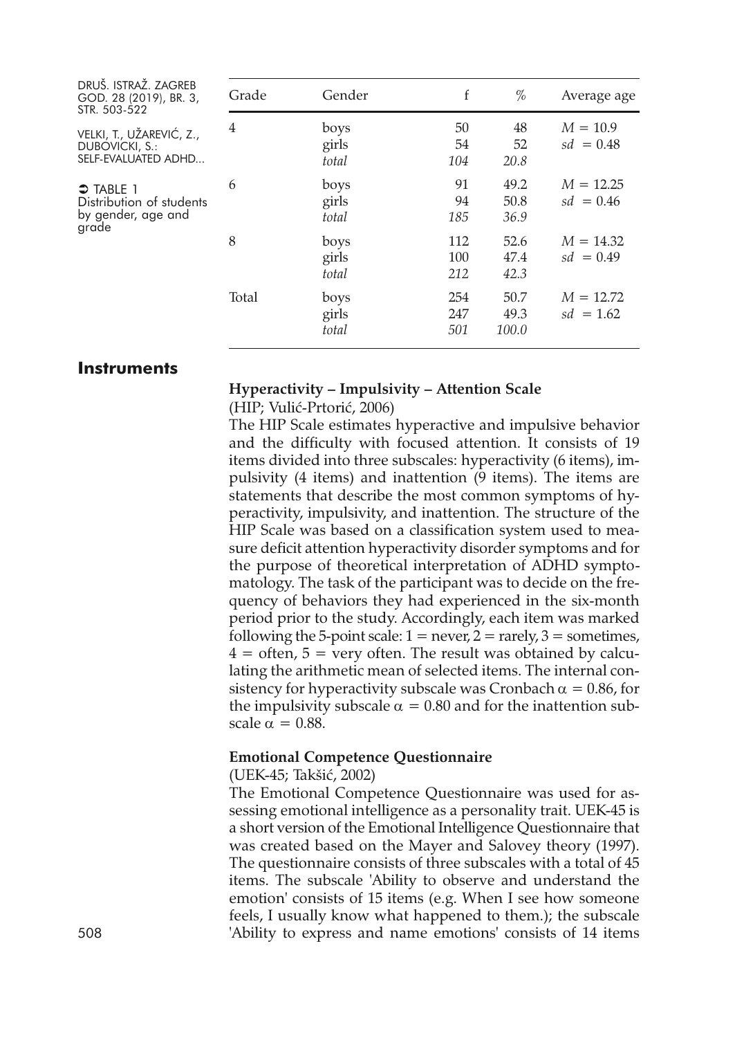TABLE 1
Distribution of students by gender, age and grade

| Grade | Gender | f | % | Average age |
|---|---|---|---|---|
| 4 | boys | 50 | 48 | $M = 10.9$ |
| | girls | 54 | 52 | $sd = 0.48$ |
| | *total* | *104* | *20.8* | |
| 6 | boys | 91 | 49.2 | $M = 12.25$ |
| | girls | 94 | 50.8 | $sd = 0.46$ |
| | *total* | *185* | *36.9* | |
| 8 | boys | 112 | 52.6 | $M = 14.32$ |
| | girls | 100 | 47.4 | $sd = 0.49$ |
| | *total* | *212* | *42.3* | |
| Total | boys | 254 | 50.7 | $M = 12.72$ |
| | girls | 247 | 49.3 | $sd = 1.62$ |
| | *total* | *501* | *100.0* | |

## Instruments

**Hyperactivity – Impulsivity – Attention Scale**

(HIP; Vulić-Prtorić, 2006)

The HIP Scale estimates hyperactive and impulsive behavior and the difficulty with focused attention. It consists of 19 items divided into three subscales: hyperactivity (6 items), impulsivity (4 items) and inattention (9 items). The items are statements that describe the most common symptoms of hyperactivity, impulsivity, and inattention. The structure of the HIP Scale was based on a classification system used to measure deficit attention hyperactivity disorder symptoms and for the purpose of theoretical interpretation of ADHD symptomatology. The task of the participant was to decide on the frequency of behaviors they had experienced in the six-month period prior to the study. Accordingly, each item was marked following the 5-point scale: 1 = never, 2 = rarely, 3 = sometimes, 4 = often, 5 = very often. The result was obtained by calculating the arithmetic mean of selected items. The internal consistency for hyperactivity subscale was Cronbach $\alpha = 0.86$, for the impulsivity subscale $\alpha = 0.80$ and for the inattention subscale $\alpha = 0.88$.

**Emotional Competence Questionnaire**

(UEK-45; Takšić, 2002)

The Emotional Competence Questionnaire was used for assessing emotional intelligence as a personality trait. UEK-45 is a short version of the Emotional Intelligence Questionnaire that was created based on the Mayer and Salovey theory (1997). The questionnaire consists of three subscales with a total of 45 items. The subscale 'Ability to observe and understand the emotion' consists of 15 items (e.g. When I see how someone feels, I usually know what happened to them.); the subscale 'Ability to express and name emotions' consists of 14 items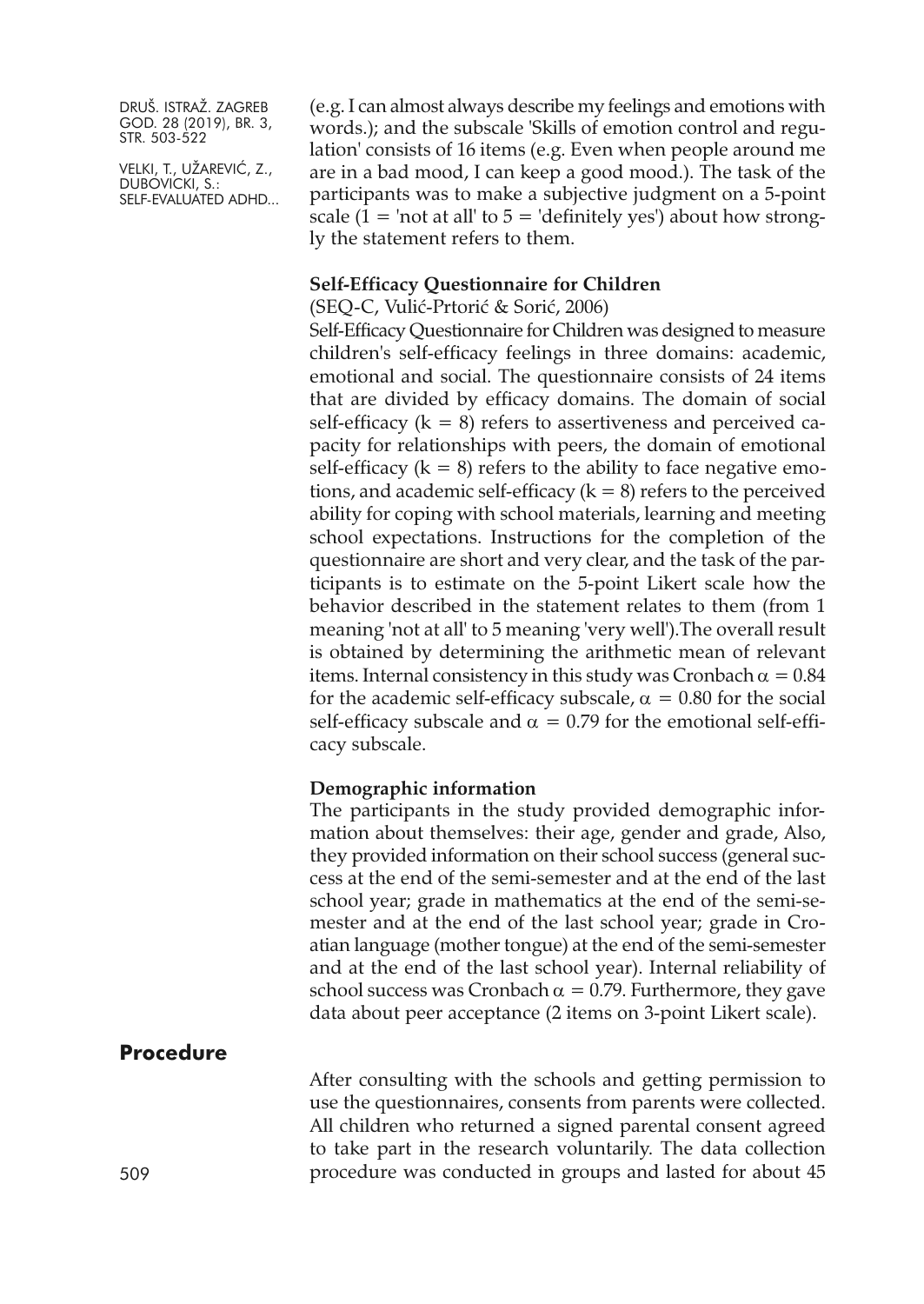(e.g. I can almost always describe my feelings and emotions with words.); and the subscale 'Skills of emotion control and regulation' consists of 16 items (e.g. Even when people around me are in a bad mood, I can keep a good mood.). The task of the participants was to make a subjective judgment on a 5-point scale (1 = 'not at all' to 5 = 'definitely yes') about how strongly the statement refers to them.

**Self-Efficacy Questionnaire for Children**

(SEQ-C, Vulić-Prtorić & Sorić, 2006)

Self-Efficacy Questionnaire for Children was designed to measure children's self-efficacy feelings in three domains: academic, emotional and social. The questionnaire consists of 24 items that are divided by efficacy domains. The domain of social self-efficacy ($k = 8$) refers to assertiveness and perceived capacity for relationships with peers, the domain of emotional self-efficacy ($k = 8$) refers to the ability to face negative emotions, and academic self-efficacy ($k = 8$) refers to the perceived ability for coping with school materials, learning and meeting school expectations. Instructions for the completion of the questionnaire are short and very clear, and the task of the participants is to estimate on the 5-point Likert scale how the behavior described in the statement relates to them (from 1 meaning 'not at all' to 5 meaning 'very well').The overall result is obtained by determining the arithmetic mean of relevant items. Internal consistency in this study was Cronbach $\alpha = 0.84$ for the academic self-efficacy subscale, $\alpha = 0.80$ for the social self-efficacy subscale and $\alpha = 0.79$ for the emotional self-efficacy subscale.

**Demographic information**

The participants in the study provided demographic information about themselves: their age, gender and grade, Also, they provided information on their school success (general success at the end of the semi-semester and at the end of the last school year; grade in mathematics at the end of the semi-semester and at the end of the last school year; grade in Croatian language (mother tongue) at the end of the semi-semester and at the end of the last school year). Internal reliability of school success was Cronbach $\alpha = 0.79$. Furthermore, they gave data about peer acceptance (2 items on 3-point Likert scale).

## Procedure

After consulting with the schools and getting permission to use the questionnaires, consents from parents were collected. All children who returned a signed parental consent agreed to take part in the research voluntarily. The data collection procedure was conducted in groups and lasted for about 45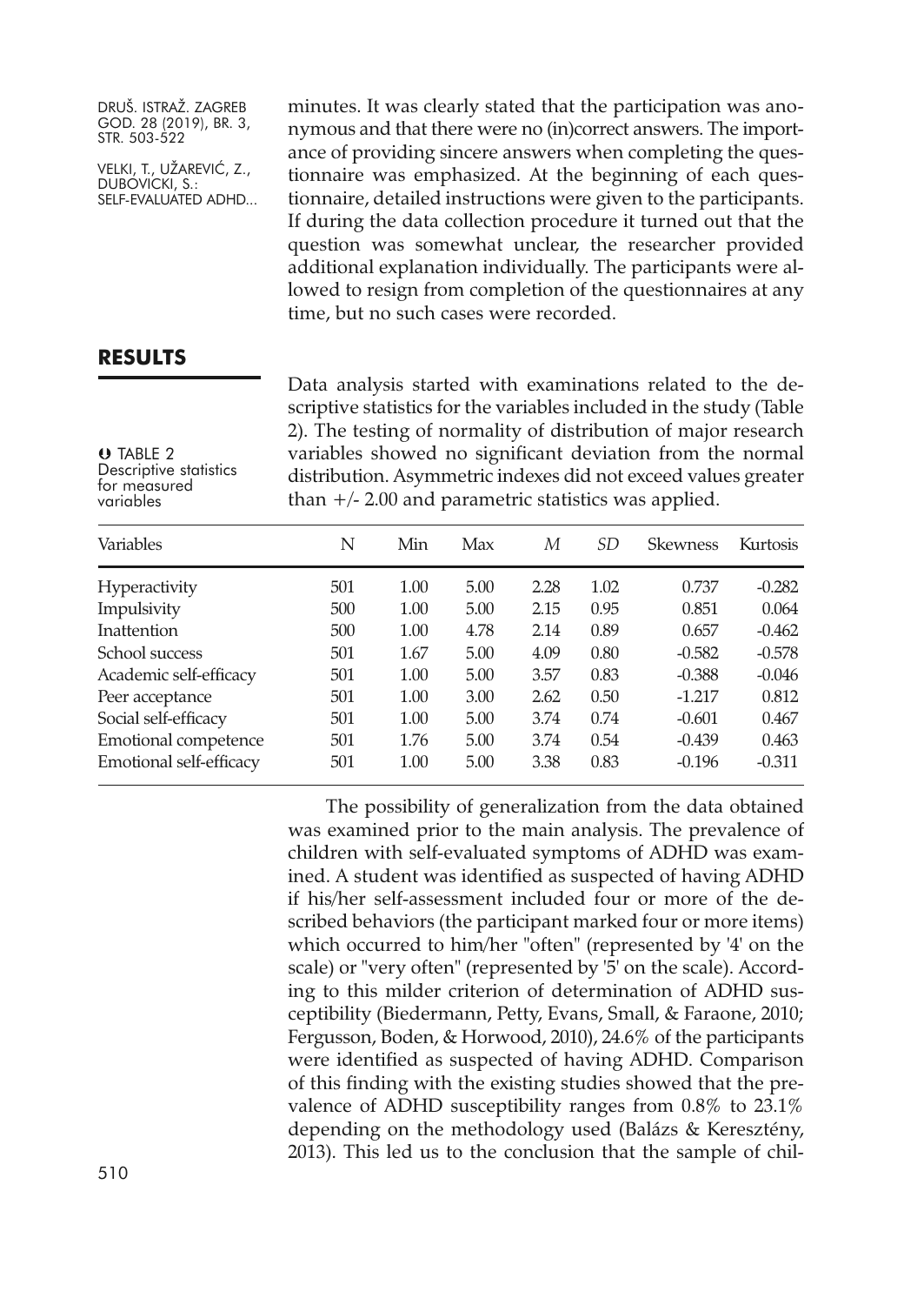minutes. It was clearly stated that the participation was anonymous and that there were no (in)correct answers. The importance of providing sincere answers when completing the questionnaire was emphasized. At the beginning of each questionnaire, detailed instructions were given to the participants. If during the data collection procedure it turned out that the question was somewhat unclear, the researcher provided additional explanation individually. The participants were allowed to resign from completion of the questionnaires at any time, but no such cases were recorded.

## RESULTS

Data analysis started with examinations related to the descriptive statistics for the variables included in the study (Table 2). The testing of normality of distribution of major research variables showed no significant deviation from the normal distribution. Asymmetric indexes did not exceed values greater than +/- 2.00 and parametric statistics was applied.

TABLE 2
Descriptive statistics for measured variables

| Variables | N | Min | Max | *M* | *SD* | Skewness | Kurtosis |
|---|---|---|---|---|---|---|---|
| Hyperactivity | 501 | 1.00 | 5.00 | 2.28 | 1.02 | 0.737 | -0.282 |
| Impulsivity | 500 | 1.00 | 5.00 | 2.15 | 0.95 | 0.851 | 0.064 |
| Inattention | 500 | 1.00 | 4.78 | 2.14 | 0.89 | 0.657 | -0.462 |
| School success | 501 | 1.67 | 5.00 | 4.09 | 0.80 | -0.582 | -0.578 |
| Academic self-efficacy | 501 | 1.00 | 5.00 | 3.57 | 0.83 | -0.388 | -0.046 |
| Peer acceptance | 501 | 1.00 | 3.00 | 2.62 | 0.50 | -1.217 | 0.812 |
| Social self-efficacy | 501 | 1.00 | 5.00 | 3.74 | 0.74 | -0.601 | 0.467 |
| Emotional competence | 501 | 1.76 | 5.00 | 3.74 | 0.54 | -0.439 | 0.463 |
| Emotional self-efficacy | 501 | 1.00 | 5.00 | 3.38 | 0.83 | -0.196 | -0.311 |

The possibility of generalization from the data obtained was examined prior to the main analysis. The prevalence of children with self-evaluated symptoms of ADHD was examined. A student was identified as suspected of having ADHD if his/her self-assessment included four or more of the described behaviors (the participant marked four or more items) which occurred to him/her "often" (represented by '4' on the scale) or "very often" (represented by '5' on the scale). According to this milder criterion of determination of ADHD susceptibility (Biedermann, Petty, Evans, Small, & Faraone, 2010; Fergusson, Boden, & Horwood, 2010), 24.6% of the participants were identified as suspected of having ADHD. Comparison of this finding with the existing studies showed that the prevalence of ADHD susceptibility ranges from 0.8% to 23.1% depending on the methodology used (Balázs & Keresztény, 2013). This led us to the conclusion that the sample of chil-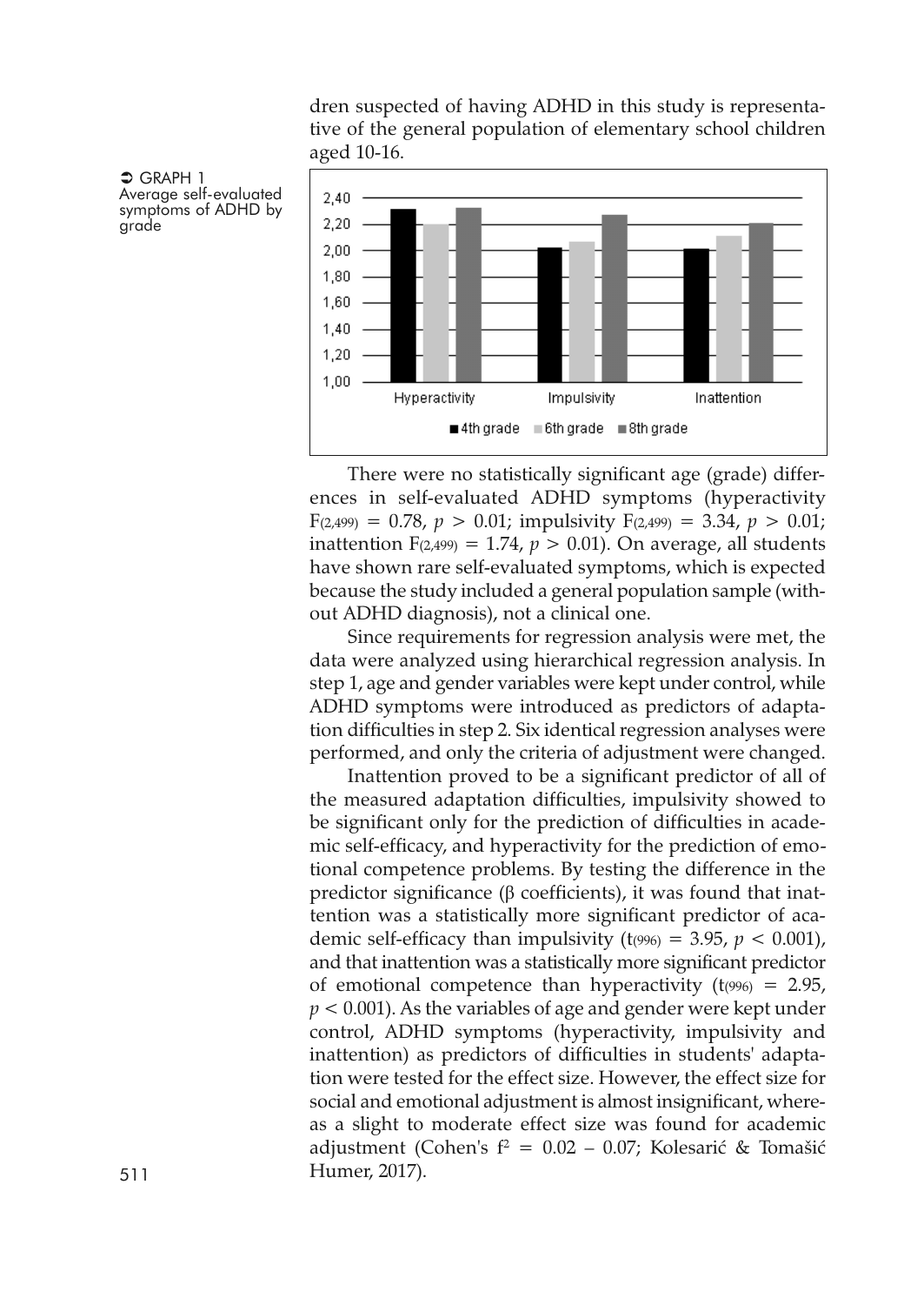dren suspected of having ADHD in this study is representative of the general population of elementary school children aged 10-16.

➲ GRAPH 1
Average self-evaluated symptoms of ADHD by grade

There were no statistically significant age (grade) differences in self-evaluated ADHD symptoms (hyperactivity $F_{(2,499)} = 0.78$, $p > 0.01$; impulsivity $F_{(2,499)} = 3.34$, $p > 0.01$; inattention $F_{(2,499)} = 1.74$, $p > 0.01$). On average, all students have shown rare self-evaluated symptoms, which is expected because the study included a general population sample (without ADHD diagnosis), not a clinical one.

Since requirements for regression analysis were met, the data were analyzed using hierarchical regression analysis. In step 1, age and gender variables were kept under control, while ADHD symptoms were introduced as predictors of adaptation difficulties in step 2. Six identical regression analyses were performed, and only the criteria of adjustment were changed.

Inattention proved to be a significant predictor of all of the measured adaptation difficulties, impulsivity showed to be significant only for the prediction of difficulties in academic self-efficacy, and hyperactivity for the prediction of emotional competence problems. By testing the difference in the predictor significance (β coefficients), it was found that inattention was a statistically more significant predictor of academic self-efficacy than impulsivity ($t_{(996)} = 3.95$, $p < 0.001$), and that inattention was a statistically more significant predictor of emotional competence than hyperactivity ($t_{(996)} = 2.95$, $p < 0.001$). As the variables of age and gender were kept under control, ADHD symptoms (hyperactivity, impulsivity and inattention) as predictors of difficulties in students' adaptation were tested for the effect size. However, the effect size for social and emotional adjustment is almost insignificant, whereas a slight to moderate effect size was found for academic adjustment (Cohen's $f^2 = 0.02 – 0.07$; Kolesarić & Tomašić Humer, 2017).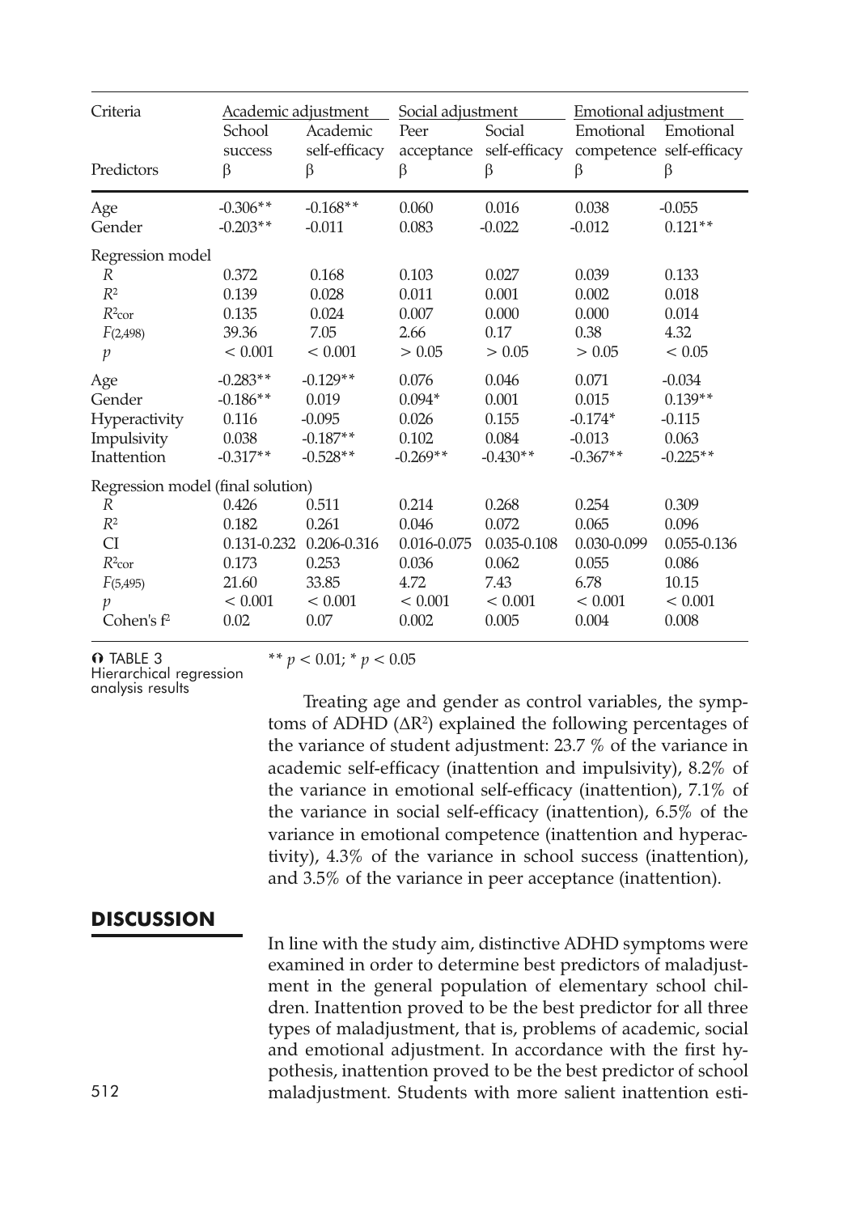| Criteria | Academic adjustment | | Social adjustment | | Emotional adjustment | |
|---|---|---|---|---|---|---|
| | School success | Academic self-efficacy | Peer acceptance | Social self-efficacy | Emotional competence | Emotional self-efficacy |
| Predictors | β | β | β | β | β | β |
| Age | -0.306** | -0.168** | 0.060 | 0.016 | 0.038 | -0.055 |
| Gender | -0.203** | -0.011 | 0.083 | -0.022 | -0.012 | 0.121** |
| Regression model | | | | | | |
| $R$ | 0.372 | 0.168 | 0.103 | 0.027 | 0.039 | 0.133 |
| $R^2$ | 0.139 | 0.028 | 0.011 | 0.001 | 0.002 | 0.018 |
| $R^2_{cor}$ | 0.135 | 0.024 | 0.007 | 0.000 | 0.000 | 0.014 |
| $F_{(2,498)}$ | 39.36 | 7.05 | 2.66 | 0.17 | 0.38 | 4.32 |
| $p$ | < 0.001 | < 0.001 | > 0.05 | > 0.05 | > 0.05 | < 0.05 |
| Age | -0.283** | -0.129** | 0.076 | 0.046 | 0.071 | -0.034 |
| Gender | -0.186** | 0.019 | 0.094* | 0.001 | 0.015 | 0.139** |
| Hyperactivity | 0.116 | -0.095 | 0.026 | 0.155 | -0.174* | -0.115 |
| Impulsivity | 0.038 | -0.187** | 0.102 | 0.084 | -0.013 | 0.063 |
| Inattention | -0.317** | -0.528** | -0.269** | -0.430** | -0.367** | -0.225** |
| Regression model (final solution) | | | | | | |
| $R$ | 0.426 | 0.511 | 0.214 | 0.268 | 0.254 | 0.309 |
| $R^2$ | 0.182 | 0.261 | 0.046 | 0.072 | 0.065 | 0.096 |
| CI | 0.131-0.232 | 0.206-0.316 | 0.016-0.075 | 0.035-0.108 | 0.030-0.099 | 0.055-0.136 |
| $R^2_{cor}$ | 0.173 | 0.253 | 0.036 | 0.062 | 0.055 | 0.086 |
| $F_{(5,495)}$ | 21.60 | 33.85 | 4.72 | 7.43 | 6.78 | 10.15 |
| $p$ | < 0.001 | < 0.001 | < 0.001 | < 0.001 | < 0.001 | < 0.001 |
| Cohen's $f^2$ | 0.02 | 0.07 | 0.002 | 0.005 | 0.004 | 0.008 |

TABLE 3
Hierarchical regression analysis results

** $p < 0.01$; * $p < 0.05$

Treating age and gender as control variables, the symptoms of ADHD ($\Delta R^2$) explained the following percentages of the variance of student adjustment: 23.7 % of the variance in academic self-efficacy (inattention and impulsivity), 8.2% of the variance in emotional self-efficacy (inattention), 7.1% of the variance in social self-efficacy (inattention), 6.5% of the variance in emotional competence (inattention and hyperactivity), 4.3% of the variance in school success (inattention), and 3.5% of the variance in peer acceptance (inattention).

## DISCUSSION

In line with the study aim, distinctive ADHD symptoms were examined in order to determine best predictors of maladjustment in the general population of elementary school children. Inattention proved to be the best predictor for all three types of maladjustment, that is, problems of academic, social and emotional adjustment. In accordance with the first hypothesis, inattention proved to be the best predictor of school maladjustment. Students with more salient inattention esti-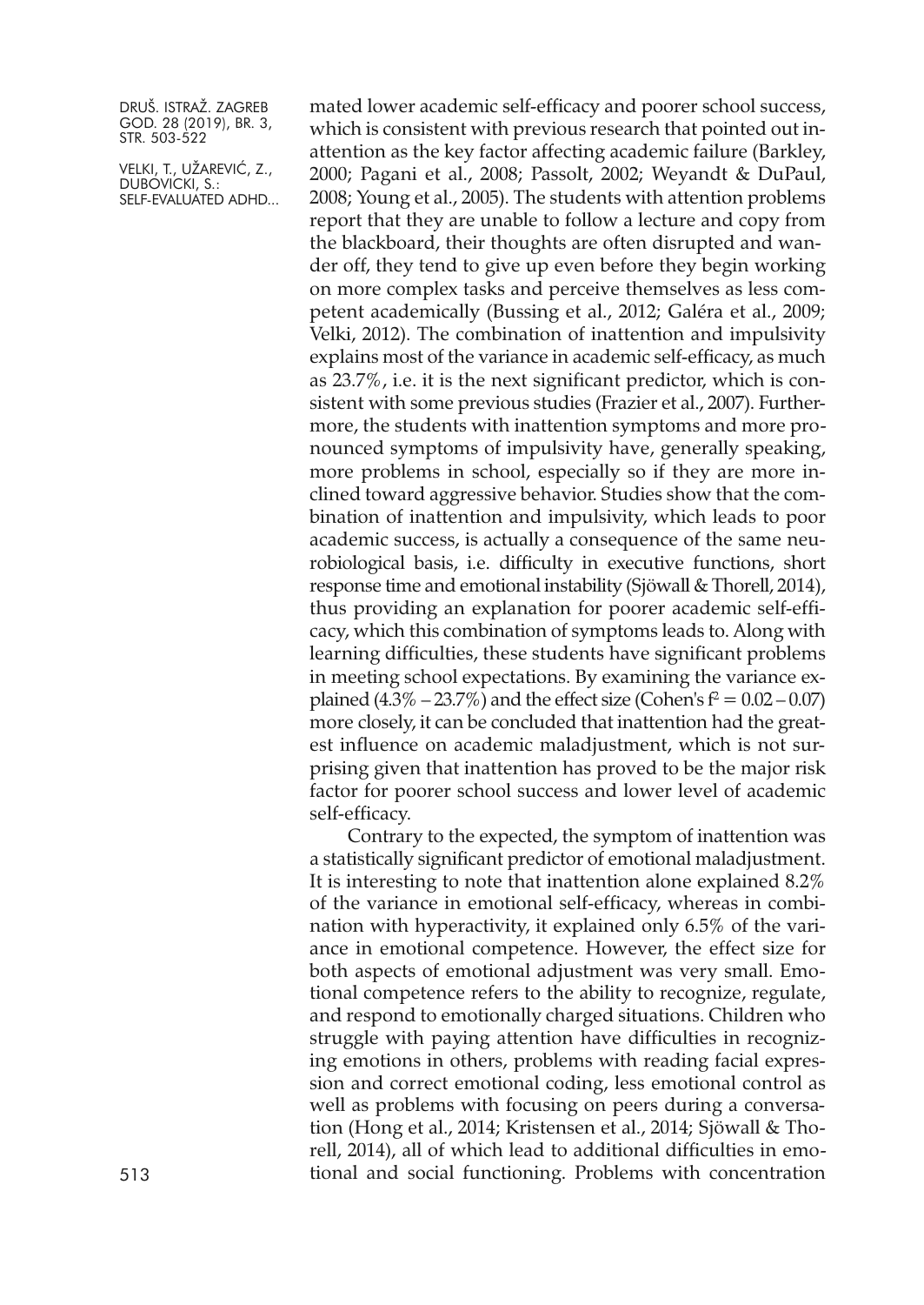mated lower academic self-efficacy and poorer school success, which is consistent with previous research that pointed out inattention as the key factor affecting academic failure (Barkley, 2000; Pagani et al., 2008; Passolt, 2002; Weyandt & DuPaul, 2008; Young et al., 2005). The students with attention problems report that they are unable to follow a lecture and copy from the blackboard, their thoughts are often disrupted and wander off, they tend to give up even before they begin working on more complex tasks and perceive themselves as less competent academically (Bussing et al., 2012; Galéra et al., 2009; Velki, 2012). The combination of inattention and impulsivity explains most of the variance in academic self-efficacy, as much as 23.7%, i.e. it is the next significant predictor, which is consistent with some previous studies (Frazier et al., 2007). Furthermore, the students with inattention symptoms and more pronounced symptoms of impulsivity have, generally speaking, more problems in school, especially so if they are more inclined toward aggressive behavior. Studies show that the combination of inattention and impulsivity, which leads to poor academic success, is actually a consequence of the same neurobiological basis, i.e. difficulty in executive functions, short response time and emotional instability (Sjöwall & Thorell, 2014), thus providing an explanation for poorer academic self-efficacy, which this combination of symptoms leads to. Along with learning difficulties, these students have significant problems in meeting school expectations. By examining the variance explained (4.3% – 23.7%) and the effect size (Cohen's $f^2 = 0.02 – 0.07$) more closely, it can be concluded that inattention had the greatest influence on academic maladjustment, which is not surprising given that inattention has proved to be the major risk factor for poorer school success and lower level of academic self-efficacy.

Contrary to the expected, the symptom of inattention was a statistically significant predictor of emotional maladjustment. It is interesting to note that inattention alone explained 8.2% of the variance in emotional self-efficacy, whereas in combination with hyperactivity, it explained only 6.5% of the variance in emotional competence. However, the effect size for both aspects of emotional adjustment was very small. Emotional competence refers to the ability to recognize, regulate, and respond to emotionally charged situations. Children who struggle with paying attention have difficulties in recognizing emotions in others, problems with reading facial expression and correct emotional coding, less emotional control as well as problems with focusing on peers during a conversation (Hong et al., 2014; Kristensen et al., 2014; Sjöwall & Thorell, 2014), all of which lead to additional difficulties in emotional and social functioning. Problems with concentration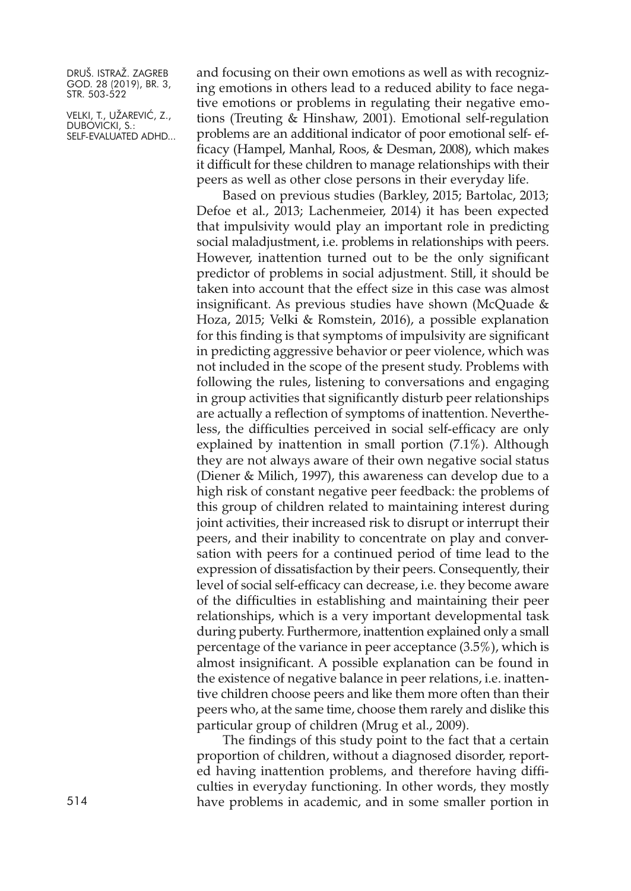and focusing on their own emotions as well as with recognizing emotions in others lead to a reduced ability to face negative emotions or problems in regulating their negative emotions (Treuting & Hinshaw, 2001). Emotional self-regulation problems are an additional indicator of poor emotional self- efficacy (Hampel, Manhal, Roos, & Desman, 2008), which makes it difficult for these children to manage relationships with their peers as well as other close persons in their everyday life.

Based on previous studies (Barkley, 2015; Bartolac, 2013; Defoe et al., 2013; Lachenmeier, 2014) it has been expected that impulsivity would play an important role in predicting social maladjustment, i.e. problems in relationships with peers. However, inattention turned out to be the only significant predictor of problems in social adjustment. Still, it should be taken into account that the effect size in this case was almost insignificant. As previous studies have shown (McQuade & Hoza, 2015; Velki & Romstein, 2016), a possible explanation for this finding is that symptoms of impulsivity are significant in predicting aggressive behavior or peer violence, which was not included in the scope of the present study. Problems with following the rules, listening to conversations and engaging in group activities that significantly disturb peer relationships are actually a reflection of symptoms of inattention. Nevertheless, the difficulties perceived in social self-efficacy are only explained by inattention in small portion (7.1%). Although they are not always aware of their own negative social status (Diener & Milich, 1997), this awareness can develop due to a high risk of constant negative peer feedback: the problems of this group of children related to maintaining interest during joint activities, their increased risk to disrupt or interrupt their peers, and their inability to concentrate on play and conversation with peers for a continued period of time lead to the expression of dissatisfaction by their peers. Consequently, their level of social self-efficacy can decrease, i.e. they become aware of the difficulties in establishing and maintaining their peer relationships, which is a very important developmental task during puberty. Furthermore, inattention explained only a small percentage of the variance in peer acceptance (3.5%), which is almost insignificant. A possible explanation can be found in the existence of negative balance in peer relations, i.e. inattentive children choose peers and like them more often than their peers who, at the same time, choose them rarely and dislike this particular group of children (Mrug et al., 2009).

The findings of this study point to the fact that a certain proportion of children, without a diagnosed disorder, reported having inattention problems, and therefore having difficulties in everyday functioning. In other words, they mostly have problems in academic, and in some smaller portion in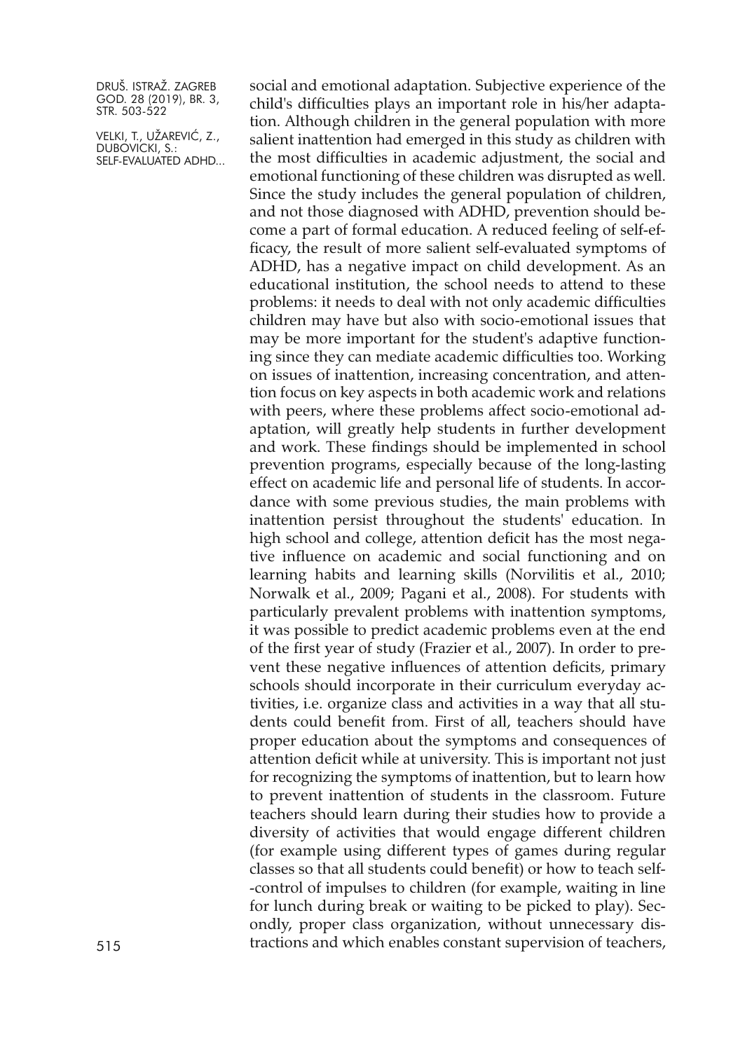social and emotional adaptation. Subjective experience of the child's difficulties plays an important role in his/her adaptation. Although children in the general population with more salient inattention had emerged in this study as children with the most difficulties in academic adjustment, the social and emotional functioning of these children was disrupted as well. Since the study includes the general population of children, and not those diagnosed with ADHD, prevention should become a part of formal education. A reduced feeling of self-efficacy, the result of more salient self-evaluated symptoms of ADHD, has a negative impact on child development. As an educational institution, the school needs to attend to these problems: it needs to deal with not only academic difficulties children may have but also with socio-emotional issues that may be more important for the student's adaptive functioning since they can mediate academic difficulties too. Working on issues of inattention, increasing concentration, and attention focus on key aspects in both academic work and relations with peers, where these problems affect socio-emotional adaptation, will greatly help students in further development and work. These findings should be implemented in school prevention programs, especially because of the long-lasting effect on academic life and personal life of students. In accordance with some previous studies, the main problems with inattention persist throughout the students' education. In high school and college, attention deficit has the most negative influence on academic and social functioning and on learning habits and learning skills (Norvilitis et al., 2010; Norwalk et al., 2009; Pagani et al., 2008). For students with particularly prevalent problems with inattention symptoms, it was possible to predict academic problems even at the end of the first year of study (Frazier et al., 2007). In order to prevent these negative influences of attention deficits, primary schools should incorporate in their curriculum everyday activities, i.e. organize class and activities in a way that all students could benefit from. First of all, teachers should have proper education about the symptoms and consequences of attention deficit while at university. This is important not just for recognizing the symptoms of inattention, but to learn how to prevent inattention of students in the classroom. Future teachers should learn during their studies how to provide a diversity of activities that would engage different children (for example using different types of games during regular classes so that all students could benefit) or how to teach self-control of impulses to children (for example, waiting in line for lunch during break or waiting to be picked to play). Secondly, proper class organization, without unnecessary distractions and which enables constant supervision of teachers,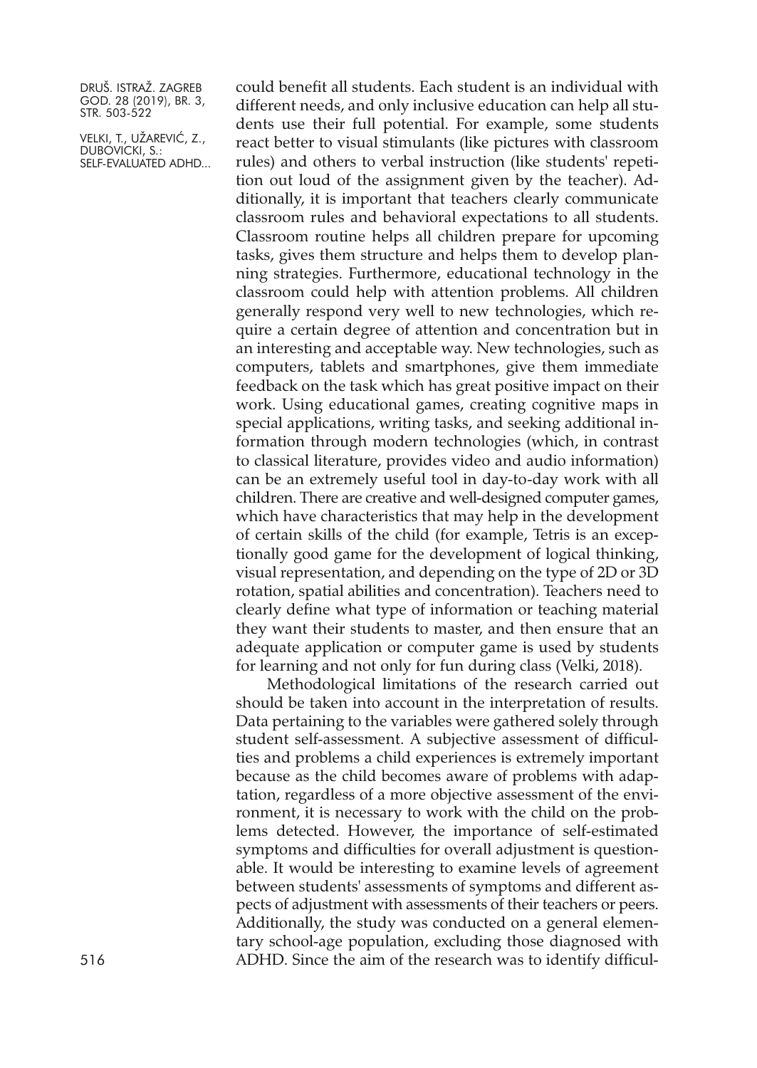could benefit all students. Each student is an individual with different needs, and only inclusive education can help all students use their full potential. For example, some students react better to visual stimulants (like pictures with classroom rules) and others to verbal instruction (like students' repetition out loud of the assignment given by the teacher). Additionally, it is important that teachers clearly communicate classroom rules and behavioral expectations to all students. Classroom routine helps all children prepare for upcoming tasks, gives them structure and helps them to develop planning strategies. Furthermore, educational technology in the classroom could help with attention problems. All children generally respond very well to new technologies, which require a certain degree of attention and concentration but in an interesting and acceptable way. New technologies, such as computers, tablets and smartphones, give them immediate feedback on the task which has great positive impact on their work. Using educational games, creating cognitive maps in special applications, writing tasks, and seeking additional information through modern technologies (which, in contrast to classical literature, provides video and audio information) can be an extremely useful tool in day-to-day work with all children. There are creative and well-designed computer games, which have characteristics that may help in the development of certain skills of the child (for example, Tetris is an exceptionally good game for the development of logical thinking, visual representation, and depending on the type of 2D or 3D rotation, spatial abilities and concentration). Teachers need to clearly define what type of information or teaching material they want their students to master, and then ensure that an adequate application or computer game is used by students for learning and not only for fun during class (Velki, 2018).

Methodological limitations of the research carried out should be taken into account in the interpretation of results. Data pertaining to the variables were gathered solely through student self-assessment. A subjective assessment of difficulties and problems a child experiences is extremely important because as the child becomes aware of problems with adaptation, regardless of a more objective assessment of the environment, it is necessary to work with the child on the problems detected. However, the importance of self-estimated symptoms and difficulties for overall adjustment is questionable. It would be interesting to examine levels of agreement between students' assessments of symptoms and different aspects of adjustment with assessments of their teachers or peers. Additionally, the study was conducted on a general elementary school-age population, excluding those diagnosed with ADHD. Since the aim of the research was to identify difficul-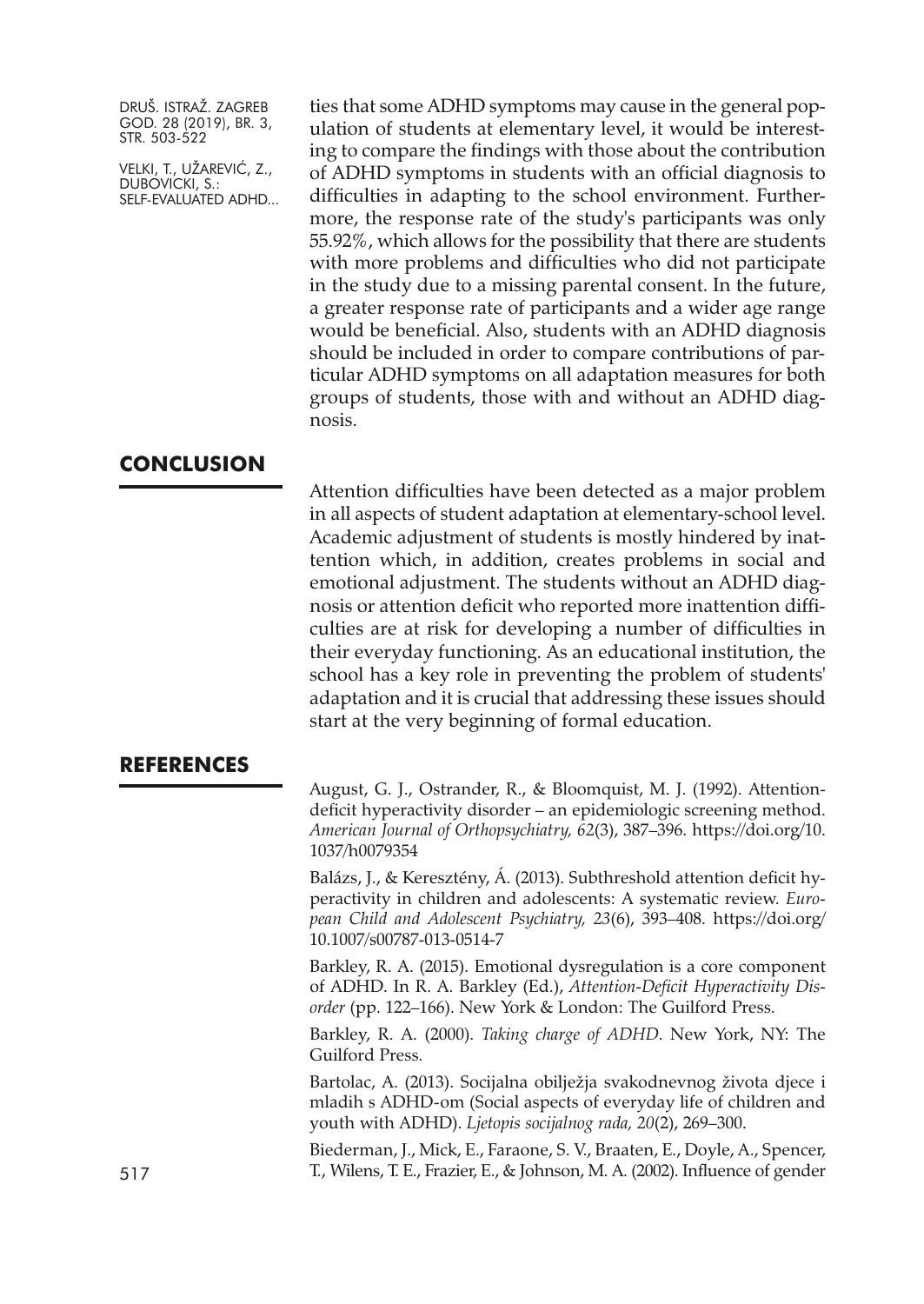ties that some ADHD symptoms may cause in the general population of students at elementary level, it would be interesting to compare the findings with those about the contribution of ADHD symptoms in students with an official diagnosis to difficulties in adapting to the school environment. Furthermore, the response rate of the study's participants was only 55.92%, which allows for the possibility that there are students with more problems and difficulties who did not participate in the study due to a missing parental consent. In the future, a greater response rate of participants and a wider age range would be beneficial. Also, students with an ADHD diagnosis should be included in order to compare contributions of particular ADHD symptoms on all adaptation measures for both groups of students, those with and without an ADHD diagnosis.

## CONCLUSION

Attention difficulties have been detected as a major problem in all aspects of student adaptation at elementary-school level. Academic adjustment of students is mostly hindered by inattention which, in addition, creates problems in social and emotional adjustment. The students without an ADHD diagnosis or attention deficit who reported more inattention difficulties are at risk for developing a number of difficulties in their everyday functioning. As an educational institution, the school has a key role in preventing the problem of students' adaptation and it is crucial that addressing these issues should start at the very beginning of formal education.

## REFERENCES

August, G. J., Ostrander, R., & Bloomquist, M. J. (1992). Attention-deficit hyperactivity disorder – an epidemiologic screening method. *American Journal of Orthopsychiatry, 62*(3), 387–396. https://doi.org/10.1037/h0079354

Balázs, J., & Keresztény, Á. (2013). Subthreshold attention deficit hyperactivity in children and adolescents: A systematic review. *European Child and Adolescent Psychiatry, 23*(6), 393–408. https://doi.org/10.1007/s00787-013-0514-7

Barkley, R. A. (2015). Emotional dysregulation is a core component of ADHD. In R. A. Barkley (Ed.), *Attention-Deficit Hyperactivity Disorder* (pp. 122–166). New York & London: The Guilford Press.

Barkley, R. A. (2000). *Taking charge of ADHD*. New York, NY: The Guilford Press.

Bartolac, A. (2013). Socijalna obilježja svakodnevnog života djece i mladih s ADHD-om (Social aspects of everyday life of children and youth with ADHD). *Ljetopis socijalnog rada, 20*(2), 269–300.

Biederman, J., Mick, E., Faraone, S. V., Braaten, E., Doyle, A., Spencer, T., Wilens, T. E., Frazier, E., & Johnson, M. A. (2002). Influence of gender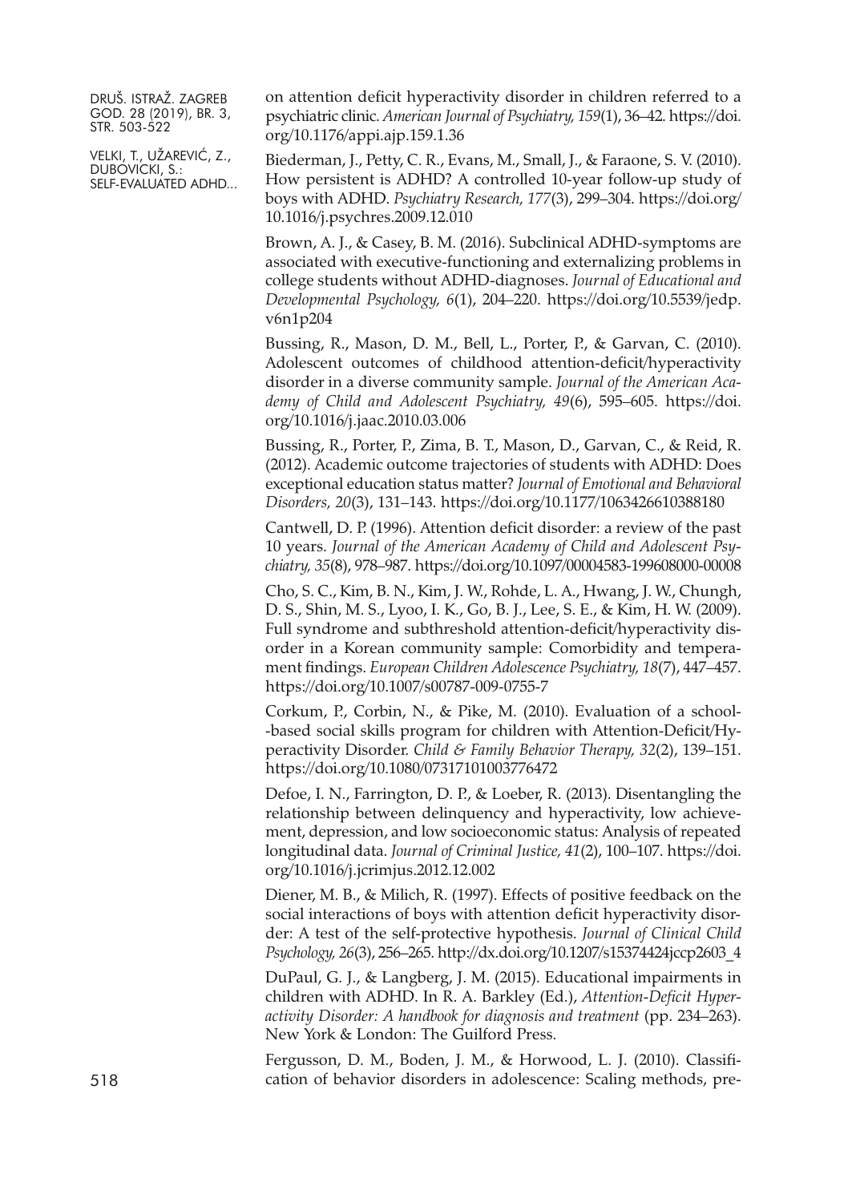on attention deficit hyperactivity disorder in children referred to a psychiatric clinic. *American Journal of Psychiatry, 159*(1), 36–42. https://doi.org/10.1176/appi.ajp.159.1.36

Biederman, J., Petty, C. R., Evans, M., Small, J., & Faraone, S. V. (2010). How persistent is ADHD? A controlled 10-year follow-up study of boys with ADHD. *Psychiatry Research, 177*(3), 299–304. https://doi.org/10.1016/j.psychres.2009.12.010

Brown, A. J., & Casey, B. M. (2016). Subclinical ADHD-symptoms are associated with executive-functioning and externalizing problems in college students without ADHD-diagnoses. *Journal of Educational and Developmental Psychology, 6*(1), 204–220. https://doi.org/10.5539/jedp.v6n1p204

Bussing, R., Mason, D. M., Bell, L., Porter, P., & Garvan, C. (2010). Adolescent outcomes of childhood attention-deficit/hyperactivity disorder in a diverse community sample. *Journal of the American Academy of Child and Adolescent Psychiatry, 49*(6), 595–605. https://doi.org/10.1016/j.jaac.2010.03.006

Bussing, R., Porter, P., Zima, B. T., Mason, D., Garvan, C., & Reid, R. (2012). Academic outcome trajectories of students with ADHD: Does exceptional education status matter? *Journal of Emotional and Behavioral Disorders, 20*(3), 131–143. https://doi.org/10.1177/1063426610388180

Cantwell, D. P. (1996). Attention deficit disorder: a review of the past 10 years. *Journal of the American Academy of Child and Adolescent Psychiatry, 35*(8), 978–987. https://doi.org/10.1097/00004583-199608000-00008

Cho, S. C., Kim, B. N., Kim, J. W., Rohde, L. A., Hwang, J. W., Chungh, D. S., Shin, M. S., Lyoo, I. K., Go, B. J., Lee, S. E., & Kim, H. W. (2009). Full syndrome and subthreshold attention-deficit/hyperactivity disorder in a Korean community sample: Comorbidity and temperament findings. *European Children Adolescence Psychiatry, 18*(7), 447–457. https://doi.org/10.1007/s00787-009-0755-7

Corkum, P., Corbin, N., & Pike, M. (2010). Evaluation of a school-based social skills program for children with Attention-Deficit/Hyperactivity Disorder. *Child & Family Behavior Therapy, 32*(2), 139–151. https://doi.org/10.1080/07317101003776472

Defoe, I. N., Farrington, D. P., & Loeber, R. (2013). Disentangling the relationship between delinquency and hyperactivity, low achievement, depression, and low socioeconomic status: Analysis of repeated longitudinal data. *Journal of Criminal Justice, 41*(2), 100–107. https://doi.org/10.1016/j.jcrimjus.2012.12.002

Diener, M. B., & Milich, R. (1997). Effects of positive feedback on the social interactions of boys with attention deficit hyperactivity disorder: A test of the self-protective hypothesis. *Journal of Clinical Child Psychology, 26*(3), 256–265. http://dx.doi.org/10.1207/s15374424jccp2603_4

DuPaul, G. J., & Langberg, J. M. (2015). Educational impairments in children with ADHD. In R. A. Barkley (Ed.), *Attention-Deficit Hyperactivity Disorder: A handbook for diagnosis and treatment* (pp. 234–263). New York & London: The Guilford Press.

Fergusson, D. M., Boden, J. M., & Horwood, L. J. (2010). Classification of behavior disorders in adolescence: Scaling methods, pre-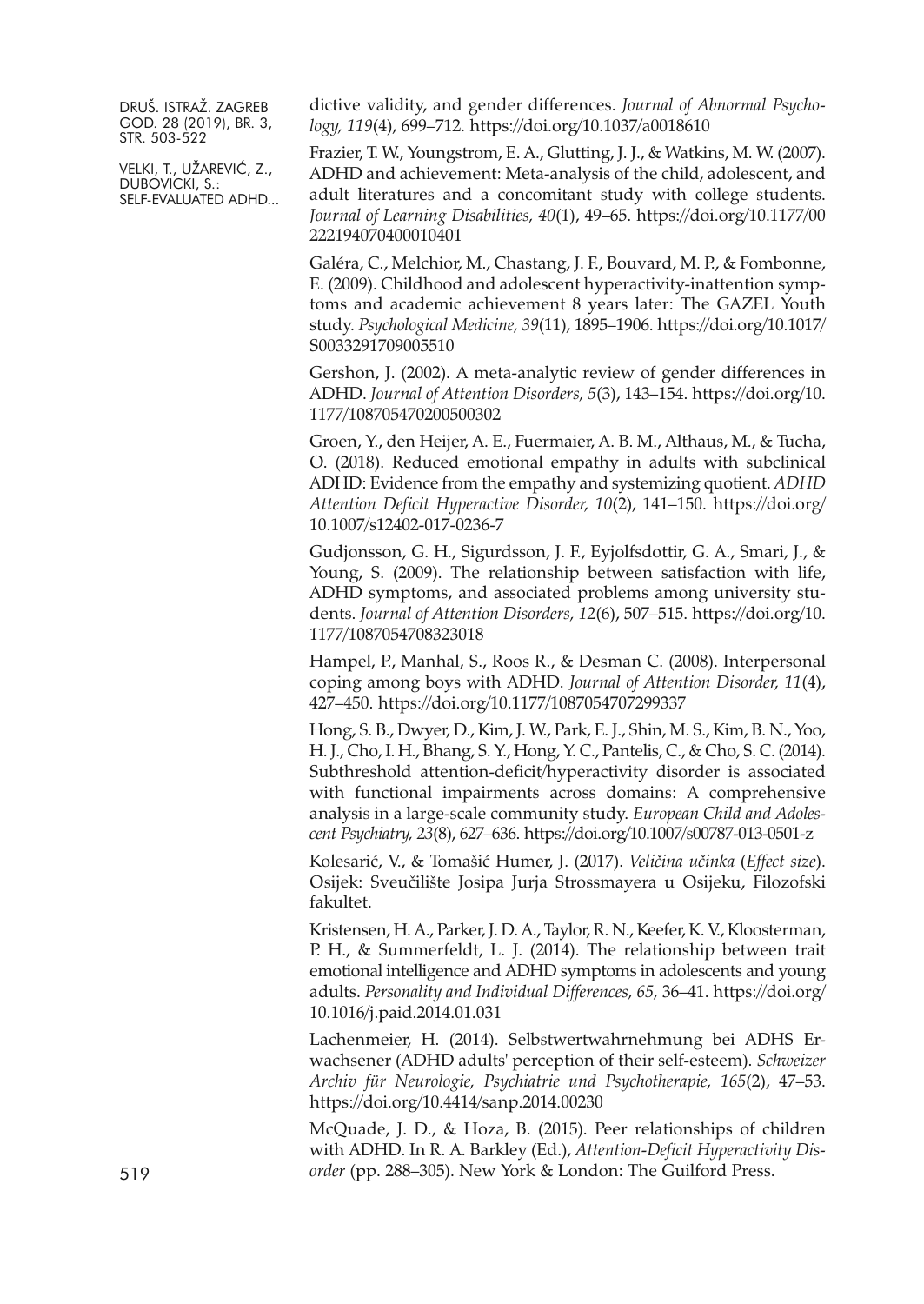dictive validity, and gender differences. *Journal of Abnormal Psychology, 119*(4), 699–712. https://doi.org/10.1037/a0018610

Frazier, T. W., Youngstrom, E. A., Glutting, J. J., & Watkins, M. W. (2007). ADHD and achievement: Meta-analysis of the child, adolescent, and adult literatures and a concomitant study with college students. *Journal of Learning Disabilities, 40*(1), 49–65. https://doi.org/10.1177/00222194070400010401

Galéra, C., Melchior, M., Chastang, J. F., Bouvard, M. P., & Fombonne, E. (2009). Childhood and adolescent hyperactivity-inattention symptoms and academic achievement 8 years later: The GAZEL Youth study. *Psychological Medicine, 39*(11), 1895–1906. https://doi.org/10.1017/S0033291709005510

Gershon, J. (2002). A meta-analytic review of gender differences in ADHD. *Journal of Attention Disorders, 5*(3), 143–154. https://doi.org/10.1177/108705470200500302

Groen, Y., den Heijer, A. E., Fuermaier, A. B. M., Althaus, M., & Tucha, O. (2018). Reduced emotional empathy in adults with subclinical ADHD: Evidence from the empathy and systemizing quotient. *ADHD Attention Deficit Hyperactive Disorder, 10*(2), 141–150. https://doi.org/10.1007/s12402-017-0236-7

Gudjonsson, G. H., Sigurdsson, J. F., Eyjolfsdottir, G. A., Smari, J., & Young, S. (2009). The relationship between satisfaction with life, ADHD symptoms, and associated problems among university students. *Journal of Attention Disorders, 12*(6), 507–515. https://doi.org/10.1177/1087054708323018

Hampel, P., Manhal, S., Roos R., & Desman C. (2008). Interpersonal coping among boys with ADHD. *Journal of Attention Disorder, 11*(4), 427–450. https://doi.org/10.1177/1087054707299337

Hong, S. B., Dwyer, D., Kim, J. W., Park, E. J., Shin, M. S., Kim, B. N., Yoo, H. J., Cho, I. H., Bhang, S. Y., Hong, Y. C., Pantelis, C., & Cho, S. C. (2014). Subthreshold attention-deficit/hyperactivity disorder is associated with functional impairments across domains: A comprehensive analysis in a large-scale community study. *European Child and Adolescent Psychiatry, 23*(8), 627–636. https://doi.org/10.1007/s00787-013-0501-z

Kolesarić, V., & Tomašić Humer, J. (2017). *Veličina učinka* (*Effect size*). Osijek: Sveučilište Josipa Jurja Strossmayera u Osijeku, Filozofski fakultet.

Kristensen, H. A., Parker, J. D. A., Taylor, R. N., Keefer, K. V., Kloosterman, P. H., & Summerfeldt, L. J. (2014). The relationship between trait emotional intelligence and ADHD symptoms in adolescents and young adults. *Personality and Individual Differences, 65*, 36–41. https://doi.org/10.1016/j.paid.2014.01.031

Lachenmeier, H. (2014). Selbstwertwahrnehmung bei ADHS Erwachsener (ADHD adults' perception of their self-esteem). *Schweizer Archiv für Neurologie, Psychiatrie und Psychotherapie, 165*(2), 47–53. https://doi.org/10.4414/sanp.2014.00230

McQuade, J. D., & Hoza, B. (2015). Peer relationships of children with ADHD. In R. A. Barkley (Ed.), *Attention-Deficit Hyperactivity Disorder* (pp. 288–305). New York & London: The Guilford Press.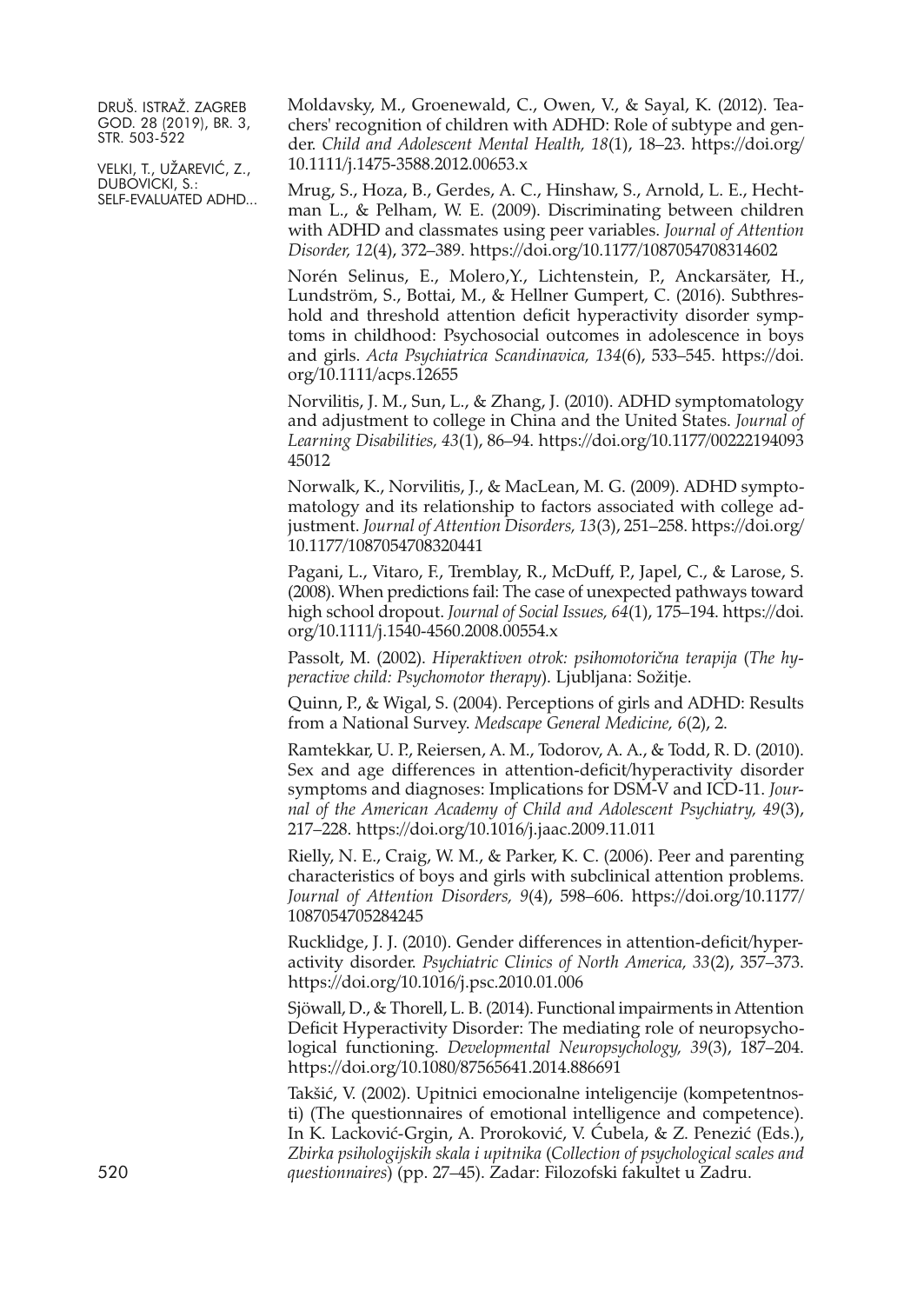Moldavsky, M., Groenewald, C., Owen, V., & Sayal, K. (2012). Teachers' recognition of children with ADHD: Role of subtype and gender. *Child and Adolescent Mental Health, 18*(1), 18–23. https://doi.org/10.1111/j.1475-3588.2012.00653.x

Mrug, S., Hoza, B., Gerdes, A. C., Hinshaw, S., Arnold, L. E., Hechtman L., & Pelham, W. E. (2009). Discriminating between children with ADHD and classmates using peer variables. *Journal of Attention Disorder, 12*(4), 372–389. https://doi.org/10.1177/1087054708314602

Norén Selinus, E., Molero,Y., Lichtenstein, P., Anckarsäter, H., Lundström, S., Bottai, M., & Hellner Gumpert, C. (2016). Subthreshold and threshold attention deficit hyperactivity disorder symptoms in childhood: Psychosocial outcomes in adolescence in boys and girls. *Acta Psychiatrica Scandinavica, 134*(6), 533–545. https://doi.org/10.1111/acps.12655

Norvilitis, J. M., Sun, L., & Zhang, J. (2010). ADHD symptomatology and adjustment to college in China and the United States. *Journal of Learning Disabilities, 43*(1), 86–94. https://doi.org/10.1177/0022219409345012

Norwalk, K., Norvilitis, J., & MacLean, M. G. (2009). ADHD symptomatology and its relationship to factors associated with college adjustment. *Journal of Attention Disorders, 13*(3), 251–258. https://doi.org/10.1177/1087054708320441

Pagani, L., Vitaro, F., Tremblay, R., McDuff, P., Japel, C., & Larose, S. (2008). When predictions fail: The case of unexpected pathways toward high school dropout. *Journal of Social Issues, 64*(1), 175–194. https://doi.org/10.1111/j.1540-4560.2008.00554.x

Passolt, M. (2002). *Hiperaktiven otrok: psihomotorična terapija* (*The hyperactive child: Psychomotor therapy*). Ljubljana: Sožitje.

Quinn, P., & Wigal, S. (2004). Perceptions of girls and ADHD: Results from a National Survey. *Medscape General Medicine, 6*(2), 2.

Ramtekkar, U. P., Reiersen, A. M., Todorov, A. A., & Todd, R. D. (2010). Sex and age differences in attention-deficit/hyperactivity disorder symptoms and diagnoses: Implications for DSM-V and ICD-11. *Journal of the American Academy of Child and Adolescent Psychiatry, 49*(3), 217–228. https://doi.org/10.1016/j.jaac.2009.11.011

Rielly, N. E., Craig, W. M., & Parker, K. C. (2006). Peer and parenting characteristics of boys and girls with subclinical attention problems. *Journal of Attention Disorders, 9*(4), 598–606. https://doi.org/10.1177/1087054705284245

Rucklidge, J. J. (2010). Gender differences in attention-deficit/hyperactivity disorder. *Psychiatric Clinics of North America, 33*(2), 357–373. https://doi.org/10.1016/j.psc.2010.01.006

Sjöwall, D., & Thorell, L. B. (2014). Functional impairments in Attention Deficit Hyperactivity Disorder: The mediating role of neuropsychological functioning. *Developmental Neuropsychology, 39*(3), 187–204. https://doi.org/10.1080/87565641.2014.886691

Takšić, V. (2002). Upitnici emocionalne inteligencije (kompetentnosti) (The questionnaires of emotional intelligence and competence). In K. Lacković-Grgin, A. Proroković, V. Ćubela, & Z. Penezić (Eds.), *Zbirka psihologijskih skala i upitnika* (*Collection of psychological scales and questionnaires*) (pp. 27–45). Zadar: Filozofski fakultet u Zadru.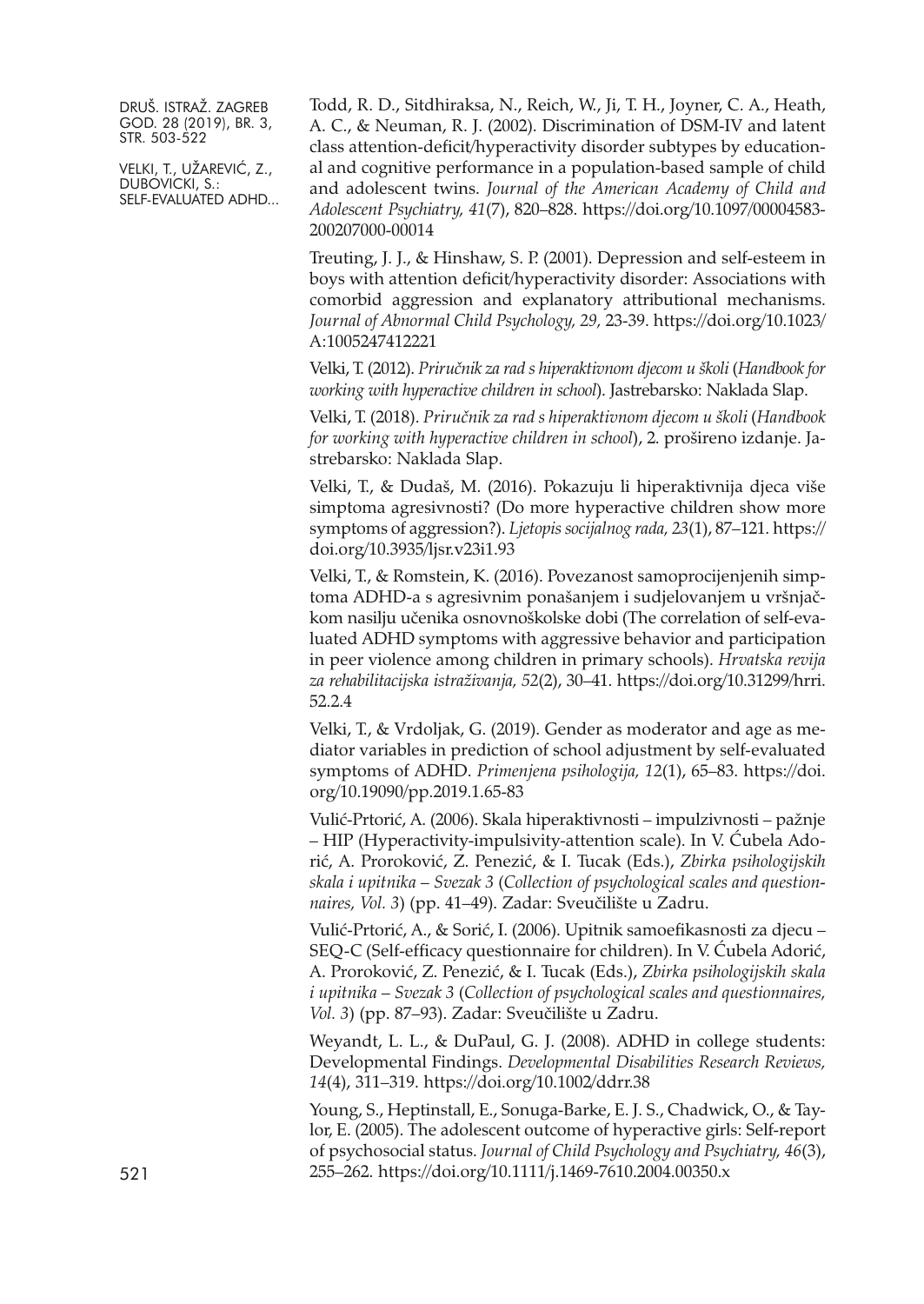Todd, R. D., Sitdhiraksa, N., Reich, W., Ji, T. H., Joyner, C. A., Heath, A. C., & Neuman, R. J. (2002). Discrimination of DSM-IV and latent class attention-deficit/hyperactivity disorder subtypes by educational and cognitive performance in a population-based sample of child and adolescent twins. *Journal of the American Academy of Child and Adolescent Psychiatry, 41*(7), 820–828. https://doi.org/10.1097/00004583-200207000-00014

Treuting, J. J., & Hinshaw, S. P. (2001). Depression and self-esteem in boys with attention deficit/hyperactivity disorder: Associations with comorbid aggression and explanatory attributional mechanisms. *Journal of Abnormal Child Psychology, 29*, 23-39. https://doi.org/10.1023/A:1005247412221

Velki, T. (2012). *Priručnik za rad s hiperaktivnom djecom u školi* (*Handbook for working with hyperactive children in school*). Jastrebarsko: Naklada Slap.

Velki, T. (2018). *Priručnik za rad s hiperaktivnom djecom u školi* (*Handbook for working with hyperactive children in school*), 2. prošireno izdanje. Jastrebarsko: Naklada Slap.

Velki, T., & Dudaš, M. (2016). Pokazuju li hiperaktivnija djeca više simptoma agresivnosti? (Do more hyperactive children show more symptoms of aggression?). *Ljetopis socijalnog rada, 23*(1), 87–121. https://doi.org/10.3935/ljsr.v23i1.93

Velki, T., & Romstein, K. (2016). Povezanost samoprocijenjenih simptoma ADHD-a s agresivnim ponašanjem i sudjelovanjem u vršnjačkom nasilju učenika osnovnoškolske dobi (The correlation of self-evaluated ADHD symptoms with aggressive behavior and participation in peer violence among children in primary schools). *Hrvatska revija za rehabilitacijska istraživanja, 52*(2), 30–41. https://doi.org/10.31299/hrri.52.2.4

Velki, T., & Vrdoljak, G. (2019). Gender as moderator and age as mediator variables in prediction of school adjustment by self-evaluated symptoms of ADHD. *Primenjena psihologija, 12*(1), 65–83. https://doi.org/10.19090/pp.2019.1.65-83

Vulić-Prtorić, A. (2006). Skala hiperaktivnosti – impulzivnosti – pažnje – HIP (Hyperactivity-impulsivity-attention scale). In V. Ćubela Adorić, A. Proroković, Z. Penezić, & I. Tucak (Eds.), *Zbirka psihologijskih skala i upitnika – Svezak 3* (*Collection of psychological scales and questionnaires, Vol. 3*) (pp. 41–49). Zadar: Sveučilište u Zadru.

Vulić-Prtorić, A., & Sorić, I. (2006). Upitnik samoefikasnosti za djecu – SEQ-C (Self-efficacy questionnaire for children). In V. Ćubela Adorić, A. Proroković, Z. Penezić, & I. Tucak (Eds.), *Zbirka psihologijskih skala i upitnika – Svezak 3* (*Collection of psychological scales and questionnaires, Vol. 3*) (pp. 87–93). Zadar: Sveučilište u Zadru.

Weyandt, L. L., & DuPaul, G. J. (2008). ADHD in college students: Developmental Findings. *Developmental Disabilities Research Reviews, 14*(4), 311–319. https://doi.org/10.1002/ddrr.38

Young, S., Heptinstall, E., Sonuga-Barke, E. J. S., Chadwick, O., & Taylor, E. (2005). The adolescent outcome of hyperactive girls: Self-report of psychosocial status. *Journal of Child Psychology and Psychiatry, 46*(3), 255–262. https://doi.org/10.1111/j.1469-7610.2004.00350.x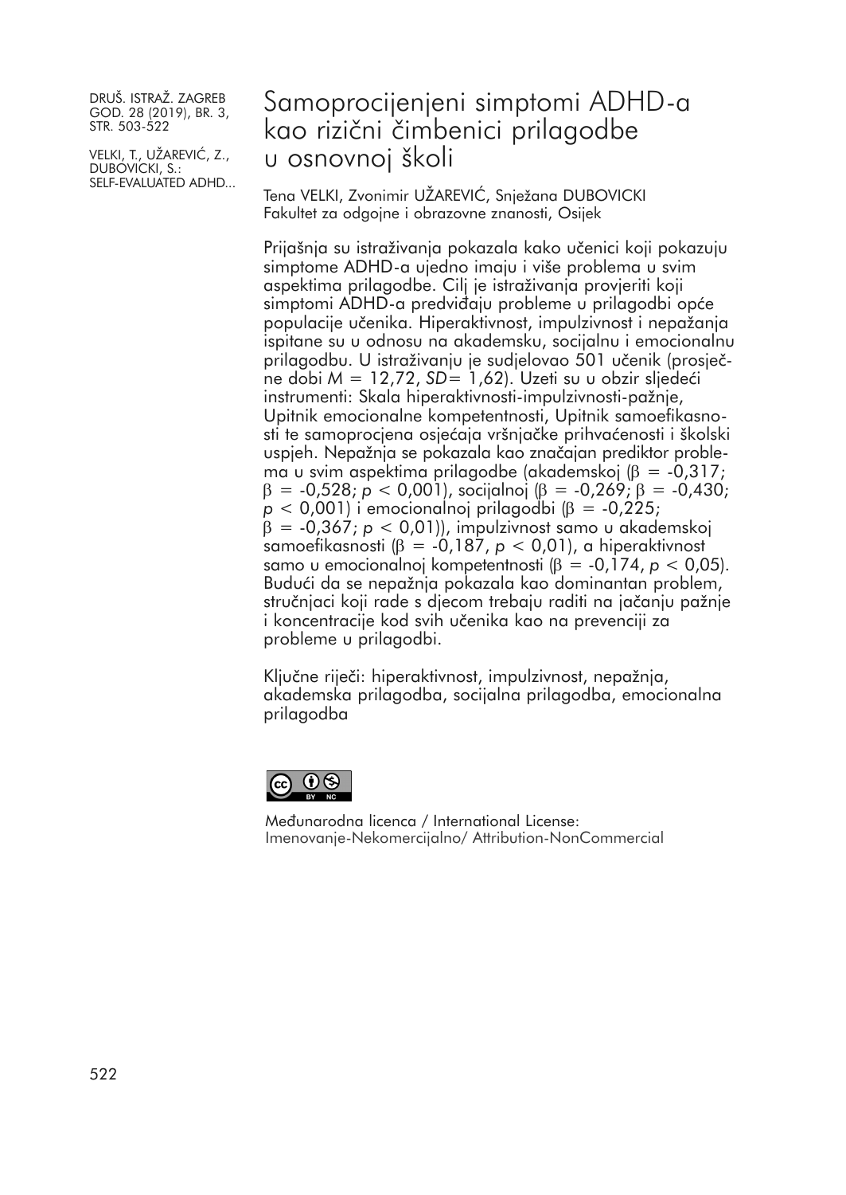# Samoprocijenjeni simptomi ADHD-a kao rizični čimbenici prilagodbe u osnovnoj školi

Tena VELKI, Zvonimir UŽAREVIĆ, Snježana DUBOVICKI
Fakultet za odgojne i obrazovne znanosti, Osijek

Prijašnja su istraživanja pokazala kako učenici koji pokazuju simptome ADHD-a ujedno imaju i više problema u svim aspektima prilagodbe. Cilj je istraživanja provjeriti koji simptomi ADHD-a predviđaju probleme u prilagodbi opće populacije učenika. Hiperaktivnost, impulzivnost i nepažanja ispitane su u odnosu na akademsku, socijalnu i emocionalnu prilagodbu. U istraživanju je sudjelovao 501 učenik (prosječne dobi $M = 12,72$, $SD = 1,62$). Uzeti su u obzir sljedeći instrumenti: Skala hiperaktivnosti-impulzivnosti-pažnje, Upitnik emocionalne kompetentnosti, Upitnik samoefikasnosti te samoprocjena osjećaja vršnjačke prihvaćenosti i školski uspjeh. Nepažnja se pokazala kao značajan prediktor problema u svim aspektima prilagodbe (akademskoj ($\beta = -0,317$; $\beta = -0,528$; $p < 0,001$), socijalnoj ($\beta = -0,269$; $\beta = -0,430$; $p < 0,001$) i emocionalnoj prilagodbi ($\beta = -0,225$; $\beta = -0,367$; $p < 0,01$)), impulzivnost samo u akademskoj samoefikasnosti ($\beta = -0,187$, $p < 0,01$), a hiperaktivnost samo u emocionalnoj kompetentnosti ($\beta = -0,174$, $p < 0,05$). Budući da se nepažnja pokazala kao dominantan problem, stručnjaci koji rade s djecom trebaju raditi na jačanju pažnje i koncentracije kod svih učenika kao na prevenciji za probleme u prilagodbi.

Ključne riječi: hiperaktivnost, impulzivnost, nepažnja, akademska prilagodba, socijalna prilagodba, emocionalna prilagodba

Međunarodna licenca / International License:
Imenovanje-Nekomercijalno/ Attribution-NonCommercial